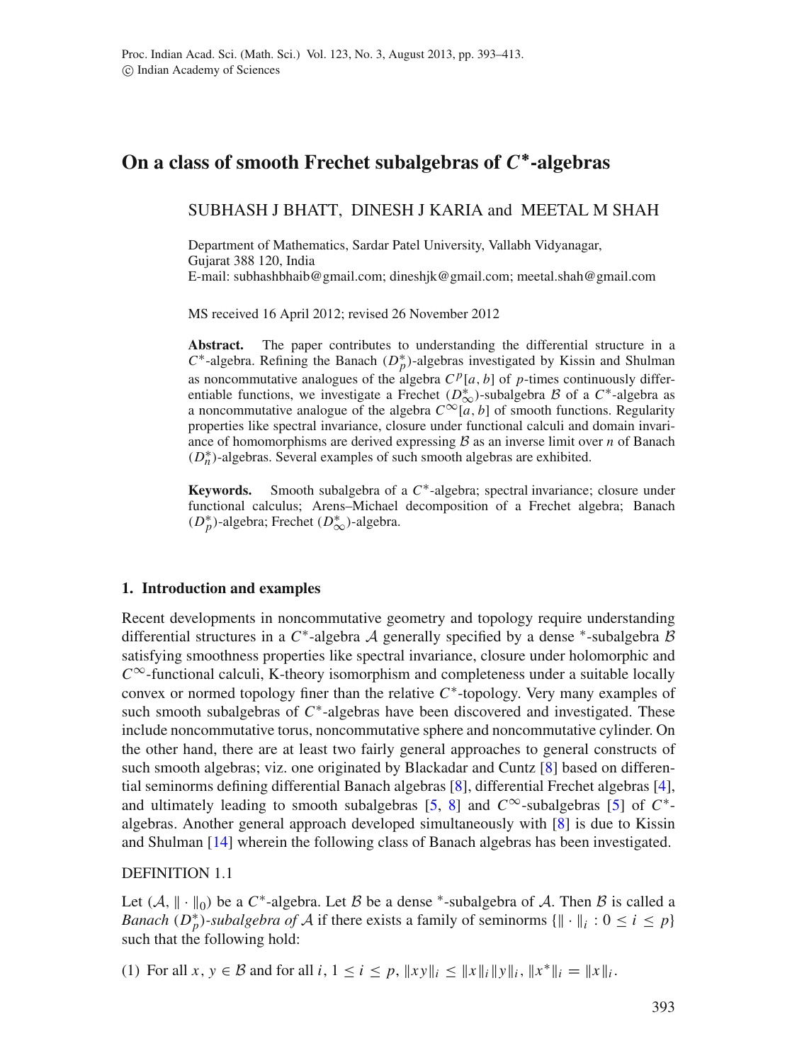# On a class of smooth Frechet subalgebras of $C^*$-algebras

SUBHASH J BHATT, DINESH J KARIA and MEETAL M SHAH

Department of Mathematics, Sardar Patel University, Vallabh Vidyanagar, Gujarat 388 120, India
E-mail: subhashbhaib@gmail.com; dineshjk@gmail.com; meetal.shah@gmail.com

MS received 16 April 2012; revised 26 November 2012

**Abstract.** The paper contributes to understanding the differential structure in a $C^*$-algebra. Refining the Banach $(D_p^*)$-algebras investigated by Kissin and Shulman as noncommutative analogues of the algebra $C^p[a, b]$ of $p$-times continuously differentiable functions, we investigate a Frechet $(D_\infty^*)$-subalgebra $\mathcal{B}$ of a $C^*$-algebra as a noncommutative analogue of the algebra $C^\infty[a, b]$ of smooth functions. Regularity properties like spectral invariance, closure under functional calculi and domain invariance of homomorphisms are derived expressing $\mathcal{B}$ as an inverse limit over $n$ of Banach $(D_n^*)$-algebras. Several examples of such smooth algebras are exhibited.

**Keywords.** Smooth subalgebra of a $C^*$-algebra; spectral invariance; closure under functional calculus; Arens–Michael decomposition of a Frechet algebra; Banach $(D_p^*)$-algebra; Frechet $(D_\infty^*)$-algebra.

## 1. Introduction and examples

Recent developments in noncommutative geometry and topology require understanding differential structures in a $C^*$-algebra $\mathcal{A}$ generally specified by a dense $^*$-subalgebra $\mathcal{B}$ satisfying smoothness properties like spectral invariance, closure under holomorphic and $C^\infty$-functional calculi, K-theory isomorphism and completeness under a suitable locally convex or normed topology finer than the relative $C^*$-topology. Very many examples of such smooth subalgebras of $C^*$-algebras have been discovered and investigated. These include noncommutative torus, noncommutative sphere and noncommutative cylinder. On the other hand, there are at least two fairly general approaches to general constructs of such smooth algebras; viz. one originated by Blackadar and Cuntz [8] based on differential seminorms defining differential Banach algebras [8], differential Frechet algebras [4], and ultimately leading to smooth subalgebras [5, 8] and $C^\infty$-subalgebras [5] of $C^*$-algebras. Another general approach developed simultaneously with [8] is due to Kissin and Shulman [14] wherein the following class of Banach algebras has been investigated.

DEFINITION 1.1

Let $(\mathcal{A}, \|\cdot\|_0)$ be a $C^*$-algebra. Let $\mathcal{B}$ be a dense $^*$-subalgebra of $\mathcal{A}$. Then $\mathcal{B}$ is called a *Banach* $(D_p^*)$*-subalgebra of* $\mathcal{A}$ if there exists a family of seminorms $\{\|\cdot\|_i : 0 \leq i \leq p\}$ such that the following hold:

(1) For all $x, y \in \mathcal{B}$ and for all $i$, $1 \leq i \leq p$, $\|xy\|_i \leq \|x\|_i\|y\|_i$, $\|x^*\|_i = \|x\|_i$.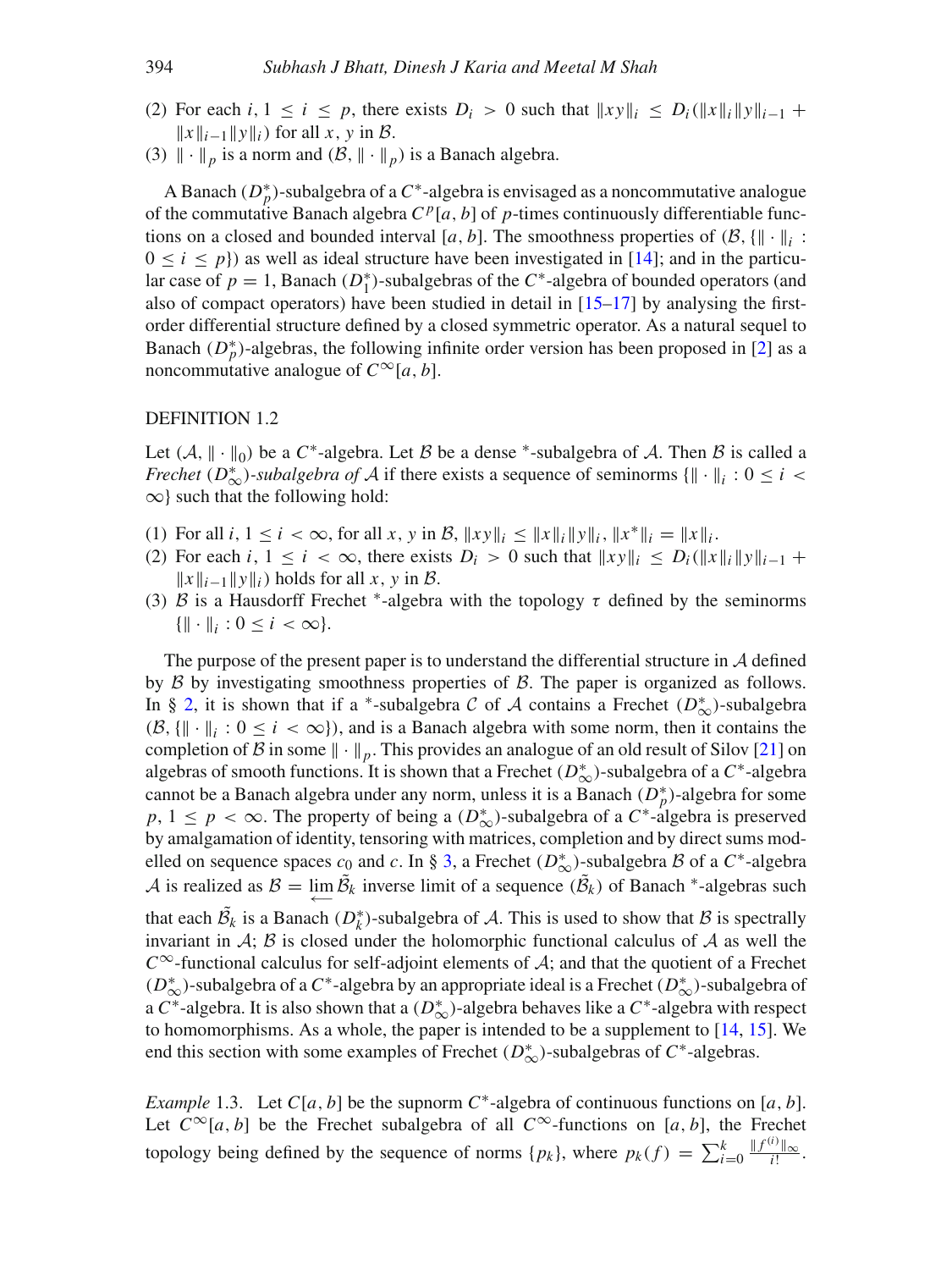(2) For each $i$, $1 \leq i \leq p$, there exists $D_i > 0$ such that $\|xy\|_i \leq D_i(\|x\|_i\|y\|_{i-1} + \|x\|_{i-1}\|y\|_i)$ for all $x$, $y$ in $\mathcal{B}$.

(3) $\|\cdot\|_p$ is a norm and $(\mathcal{B}, \|\cdot\|_p)$ is a Banach algebra.

A Banach $(D_p^*)$-subalgebra of a $C^*$-algebra is envisaged as a noncommutative analogue of the commutative Banach algebra $C^p[a, b]$ of $p$-times continuously differentiable functions on a closed and bounded interval $[a, b]$. The smoothness properties of $(\mathcal{B}, \{\|\cdot\|_i : 0 \leq i \leq p\})$ as well as ideal structure have been investigated in [14]; and in the particular case of $p = 1$, Banach $(D_1^*)$-subalgebras of the $C^*$-algebra of bounded operators (and also of compact operators) have been studied in detail in [15–17] by analysing the first-order differential structure defined by a closed symmetric operator. As a natural sequel to Banach $(D_p^*)$-algebras, the following infinite order version has been proposed in [2] as a noncommutative analogue of $C^\infty[a, b]$.

DEFINITION 1.2

Let $(\mathcal{A}, \|\cdot\|_0)$ be a $C^*$-algebra. Let $\mathcal{B}$ be a dense $^*$-subalgebra of $\mathcal{A}$. Then $\mathcal{B}$ is called a *Frechet $(D_\infty^*)$-subalgebra of* $\mathcal{A}$ if there exists a sequence of seminorms $\{\|\cdot\|_i : 0 \leq i < \infty\}$ such that the following hold:

(1) For all $i$, $1 \leq i < \infty$, for all $x$, $y$ in $\mathcal{B}$, $\|xy\|_i \leq \|x\|_i\|y\|_i$, $\|x^*\|_i = \|x\|_i$.

(2) For each $i$, $1 \leq i < \infty$, there exists $D_i > 0$ such that $\|xy\|_i \leq D_i(\|x\|_i\|y\|_{i-1} + \|x\|_{i-1}\|y\|_i)$ holds for all $x$, $y$ in $\mathcal{B}$.

(3) $\mathcal{B}$ is a Hausdorff Frechet $^*$-algebra with the topology $\tau$ defined by the seminorms $\{\|\cdot\|_i : 0 \leq i < \infty\}$.

The purpose of the present paper is to understand the differential structure in $\mathcal{A}$ defined by $\mathcal{B}$ by investigating smoothness properties of $\mathcal{B}$. The paper is organized as follows. In § 2, it is shown that if a $^*$-subalgebra $\mathcal{C}$ of $\mathcal{A}$ contains a Frechet $(D_\infty^*)$-subalgebra $(\mathcal{B}, \{\|\cdot\|_i : 0 \leq i < \infty\})$, and is a Banach algebra with some norm, then it contains the completion of $\mathcal{B}$ in some $\|\cdot\|_p$. This provides an analogue of an old result of Silov [21] on algebras of smooth functions. It is shown that a Frechet $(D_\infty^*)$-subalgebra of a $C^*$-algebra cannot be a Banach algebra under any norm, unless it is a Banach $(D_p^*)$-algebra for some $p$, $1 \leq p < \infty$. The property of being a $(D_\infty^*)$-subalgebra of a $C^*$-algebra is preserved by amalgamation of identity, tensoring with matrices, completion and by direct sums modelled on sequence spaces $c_0$ and $c$. In § 3, a Frechet $(D_\infty^*)$-subalgebra $\mathcal{B}$ of a $C^*$-algebra $\mathcal{A}$ is realized as $\mathcal{B} = \varprojlim \tilde{\mathcal{B}}_k$ inverse limit of a sequence $(\tilde{\mathcal{B}}_k)$ of Banach $^*$-algebras such that each $\tilde{\mathcal{B}}_k$ is a Banach $(D_k^*)$-subalgebra of $\mathcal{A}$. This is used to show that $\mathcal{B}$ is spectrally invariant in $\mathcal{A}$; $\mathcal{B}$ is closed under the holomorphic functional calculus of $\mathcal{A}$ as well the $C^\infty$-functional calculus for self-adjoint elements of $\mathcal{A}$; and that the quotient of a Frechet $(D_\infty^*)$-subalgebra of a $C^*$-algebra by an appropriate ideal is a Frechet $(D_\infty^*)$-subalgebra of a $C^*$-algebra. It is also shown that a $(D_\infty^*)$-algebra behaves like a $C^*$-algebra with respect to homomorphisms. As a whole, the paper is intended to be a supplement to [14, 15]. We end this section with some examples of Frechet $(D_\infty^*)$-subalgebras of $C^*$-algebras.

*Example* 1.3. Let $C[a, b]$ be the supnorm $C^*$-algebra of continuous functions on $[a, b]$. Let $C^\infty[a, b]$ be the Frechet subalgebra of all $C^\infty$-functions on $[a, b]$, the Frechet topology being defined by the sequence of norms $\{p_k\}$, where $p_k(f) = \sum_{i=0}^{k} \frac{\|f^{(i)}\|_\infty}{i!}$.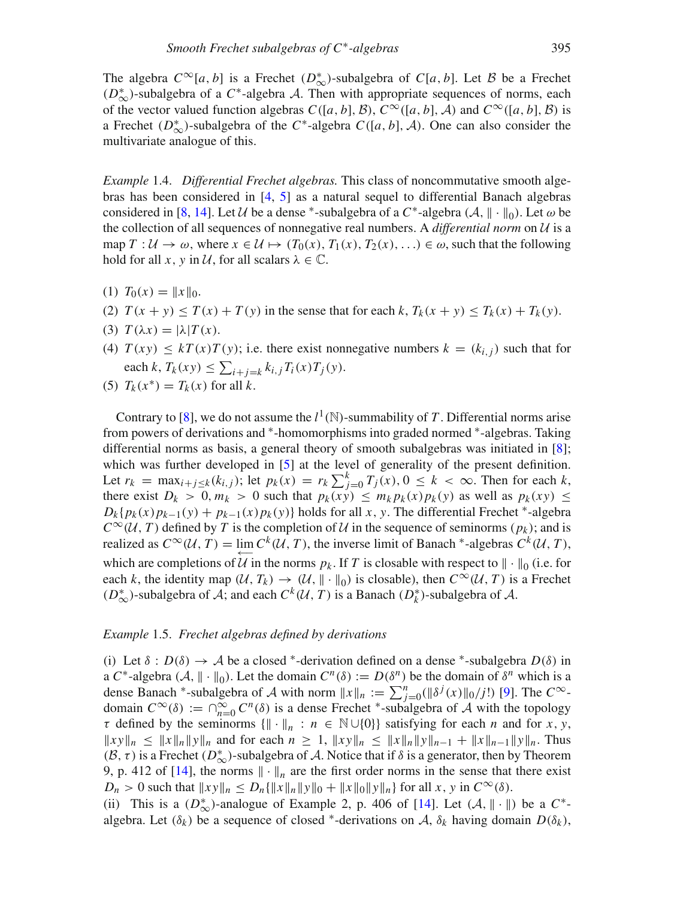The algebra $C^\infty[a, b]$ is a Frechet $(D^*_\infty)$-subalgebra of $C[a, b]$. Let $\mathcal{B}$ be a Frechet $(D^*_\infty)$-subalgebra of a $C^*$-algebra $\mathcal{A}$. Then with appropriate sequences of norms, each of the vector valued function algebras $C([a, b], \mathcal{B})$, $C^\infty([a, b], \mathcal{A})$ and $C^\infty([a, b], \mathcal{B})$ is a Frechet $(D^*_\infty)$-subalgebra of the $C^*$-algebra $C([a, b], \mathcal{A})$. One can also consider the multivariate analogue of this.

*Example* 1.4. *Differential Frechet algebras.* This class of noncommutative smooth algebras has been considered in [4, 5] as a natural sequel to differential Banach algebras considered in [8, 14]. Let $\mathcal{U}$ be a dense $^*$-subalgebra of a $C^*$-algebra $(\mathcal{A}, \|\cdot\|_0)$. Let $\omega$ be the collection of all sequences of nonnegative real numbers. A *differential norm* on $\mathcal{U}$ is a map $T : \mathcal{U} \to \omega$, where $x \in \mathcal{U} \mapsto (T_0(x), T_1(x), T_2(x), \dots) \in \omega$, such that the following hold for all $x$, $y$ in $\mathcal{U}$, for all scalars $\lambda \in \mathbb{C}$.

(1) $T_0(x) = \|x\|_0$.

(2) $T(x + y) \leq T(x) + T(y)$ in the sense that for each $k$, $T_k(x + y) \leq T_k(x) + T_k(y)$.

(3) $T(\lambda x) = |\lambda| T(x)$.

(4) $T(xy) \leq kT(x)T(y)$; i.e. there exist nonnegative numbers $k = (k_{i,j})$ such that for each $k$, $T_k(xy) \leq \sum_{i+j=k} k_{i,j} T_i(x) T_j(y)$.

(5) $T_k(x^*) = T_k(x)$ for all $k$.

Contrary to [8], we do not assume the $l^1(\mathbb{N})$-summability of $T$. Differential norms arise from powers of derivations and $^*$-homomorphisms into graded normed $^*$-algebras. Taking differential norms as basis, a general theory of smooth subalgebras was initiated in [8]; which was further developed in [5] at the level of generality of the present definition. Let $r_k = \max_{i+j \leq k}(k_{i,j})$; let $p_k(x) = r_k \sum_{j=0}^{k} T_j(x)$, $0 \leq k < \infty$. Then for each $k$, there exist $D_k > 0, m_k > 0$ such that $p_k(xy) \leq m_k p_k(x) p_k(y)$ as well as $p_k(xy) \leq D_k\{p_k(x) p_{k-1}(y) + p_{k-1}(x) p_k(y)\}$ holds for all $x$, $y$. The differential Frechet $^*$-algebra $C^\infty(\mathcal{U}, T)$ defined by $T$ is the completion of $\mathcal{U}$ in the sequence of seminorms $(p_k)$; and is realized as $C^\infty(\mathcal{U}, T) = \varprojlim C^k(\mathcal{U}, T)$, the inverse limit of Banach $^*$-algebras $C^k(\mathcal{U}, T)$, which are completions of $\mathcal{U}$ in the norms $p_k$. If $T$ is closable with respect to $\|\cdot\|_0$ (i.e. for each $k$, the identity map $(\mathcal{U}, T_k) \to (\mathcal{U}, \|\cdot\|_0)$ is closable), then $C^\infty(\mathcal{U}, T)$ is a Frechet $(D^*_\infty)$-subalgebra of $\mathcal{A}$; and each $C^k(\mathcal{U}, T)$ is a Banach $(D^*_k)$-subalgebra of $\mathcal{A}$.

*Example* 1.5. *Frechet algebras defined by derivations*

(i) Let $\delta : D(\delta) \to \mathcal{A}$ be a closed $^*$-derivation defined on a dense $^*$-subalgebra $D(\delta)$ in a $C^*$-algebra $(\mathcal{A}, \|\cdot\|_0)$. Let the domain $C^n(\delta) := D(\delta^n)$ be the domain of $\delta^n$ which is a dense Banach $^*$-subalgebra of $\mathcal{A}$ with norm $\|x\|_n := \sum_{j=0}^{n}(\|\delta^j(x)\|_0/j!)$ [9]. The $C^\infty$-domain $C^\infty(\delta) := \cap_{n=0}^{\infty} C^n(\delta)$ is a dense Frechet $^*$-subalgebra of $\mathcal{A}$ with the topology $\tau$ defined by the seminorms $\{\|\cdot\|_n : n \in \mathbb{N} \cup \{0\}\}$ satisfying for each $n$ and for $x$, $y$, $\|xy\|_n \leq \|x\|_n \|y\|_n$ and for each $n \geq 1$, $\|xy\|_n \leq \|x\|_n \|y\|_{n-1} + \|x\|_{n-1} \|y\|_n$. Thus $(\mathcal{B}, \tau)$ is a Frechet $(D^*_\infty)$-subalgebra of $\mathcal{A}$. Notice that if $\delta$ is a generator, then by Theorem 9, p. 412 of [14], the norms $\|\cdot\|_n$ are the first order norms in the sense that there exist $D_n > 0$ such that $\|xy\|_n \leq D_n\{\|x\|_n \|y\|_0 + \|x\|_0 \|y\|_n\}$ for all $x$, $y$ in $C^\infty(\delta)$.

(ii) This is a $(D^*_\infty)$-analogue of Example 2, p. 406 of [14]. Let $(\mathcal{A}, \|\cdot\|)$ be a $C^*$-algebra. Let $(\delta_k)$ be a sequence of closed $^*$-derivations on $\mathcal{A}$, $\delta_k$ having domain $D(\delta_k)$,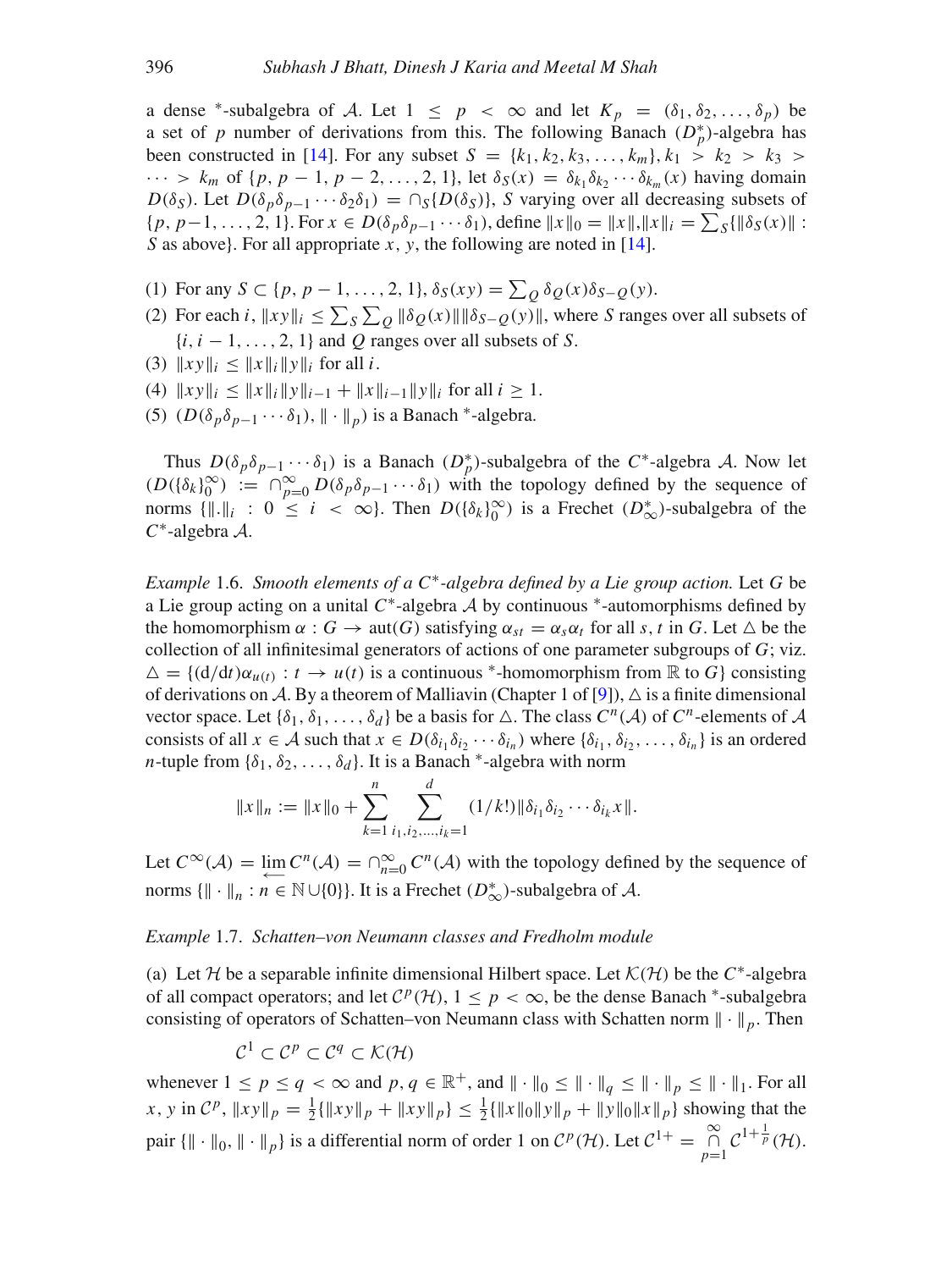a dense $^*$-subalgebra of $\mathcal{A}$. Let $1 \leq p < \infty$ and let $K_p = (\delta_1, \delta_2, \dots, \delta_p)$ be a set of $p$ number of derivations from this. The following Banach $(D_p^*)$-algebra has been constructed in [14]. For any subset $S = \{k_1, k_2, k_3, \dots, k_m\}, k_1 > k_2 > k_3 > \cdots > k_m$ of $\{p, p-1, p-2, \dots, 2, 1\}$, let $\delta_S(x) = \delta_{k_1}\delta_{k_2} \cdots \delta_{k_m}(x)$ having domain $D(\delta_S)$. Let $D(\delta_p \delta_{p-1} \cdots \delta_2 \delta_1) = \cap_S \{D(\delta_S)\}$, $S$ varying over all decreasing subsets of $\{p, p-1, \dots, 2, 1\}$. For $x \in D(\delta_p \delta_{p-1} \cdots \delta_1)$, define $\|x\|_0 = \|x\|, \|x\|_i = \sum_S \{\|\delta_S(x)\| :$ $S$ as above$\}$. For all appropriate $x$, $y$, the following are noted in [14].

(1) For any $S \subset \{p, p-1, \dots, 2, 1\}$, $\delta_S(xy) = \sum_Q \delta_Q(x)\delta_{S-Q}(y)$.
(2) For each $i$, $\|xy\|_i \leq \sum_S \sum_Q \|\delta_Q(x)\| \|\delta_{S-Q}(y)\|$, where $S$ ranges over all subsets of $\{i, i-1, \dots, 2, 1\}$ and $Q$ ranges over all subsets of $S$.
(3) $\|xy\|_i \leq \|x\|_i \|y\|_i$ for all $i$.
(4) $\|xy\|_i \leq \|x\|_i \|y\|_{i-1} + \|x\|_{i-1} \|y\|_i$ for all $i \geq 1$.
(5) $(D(\delta_p \delta_{p-1} \cdots \delta_1), \| \cdot \|_p)$ is a Banach $^*$-algebra.

Thus $D(\delta_p \delta_{p-1} \cdots \delta_1)$ is a Banach $(D_p^*)$-subalgebra of the $C^*$-algebra $\mathcal{A}$. Now let $(D(\{\delta_k\}_0^\infty) := \cap_{p=0}^\infty D(\delta_p \delta_{p-1} \cdots \delta_1)$ with the topology defined by the sequence of norms $\{\|.\|_i : 0 \leq i < \infty\}$. Then $D(\{\delta_k\}_0^\infty)$ is a Frechet $(D_\infty^*)$-subalgebra of the $C^*$-algebra $\mathcal{A}$.

*Example* 1.6. *Smooth elements of a $C^*$-algebra defined by a Lie group action.* Let $G$ be a Lie group acting on a unital $C^*$-algebra $\mathcal{A}$ by continuous $^*$-automorphisms defined by the homomorphism $\alpha : G \to \operatorname{aut}(G)$ satisfying $\alpha_{st} = \alpha_s \alpha_t$ for all $s, t$ in $G$. Let $\triangle$ be the collection of all infinitesimal generators of actions of one parameter subgroups of $G$; viz. $\triangle = \{(\mathrm{d}/\mathrm{d}t)\alpha_{u(t)} : t \to u(t)$ is a continuous $^*$-homomorphism from $\mathbb{R}$ to $G\}$ consisting of derivations on $\mathcal{A}$. By a theorem of Malliavin (Chapter 1 of [9]), $\triangle$ is a finite dimensional vector space. Let $\{\delta_1, \delta_1, \dots, \delta_d\}$ be a basis for $\triangle$. The class $C^n(\mathcal{A})$ of $C^n$-elements of $\mathcal{A}$ consists of all $x \in \mathcal{A}$ such that $x \in D(\delta_{i_1}\delta_{i_2} \cdots \delta_{i_n})$ where $\{\delta_{i_1}, \delta_{i_2}, \dots, \delta_{i_n}\}$ is an ordered $n$-tuple from $\{\delta_1, \delta_2, \dots, \delta_d\}$. It is a Banach $^*$-algebra with norm

$$\|x\|_n := \|x\|_0 + \sum_{k=1}^{n} \sum_{i_1, i_2, \dots, i_k = 1}^{d} (1/k!) \|\delta_{i_1}\delta_{i_2} \cdots \delta_{i_k} x\|.$$

Let $C^\infty(\mathcal{A}) = \varprojlim C^n(\mathcal{A}) = \cap_{n=0}^\infty C^n(\mathcal{A})$ with the topology defined by the sequence of norms $\{\| \cdot \|_n : n \in \mathbb{N} \cup \{0\}\}$. It is a Frechet $(D_\infty^*)$-subalgebra of $\mathcal{A}$.

*Example* 1.7. *Schatten–von Neumann classes and Fredholm module*

(a) Let $\mathcal{H}$ be a separable infinite dimensional Hilbert space. Let $\mathcal{K}(\mathcal{H})$ be the $C^*$-algebra of all compact operators; and let $\mathcal{C}^p(\mathcal{H})$, $1 \leq p < \infty$, be the dense Banach $^*$-subalgebra consisting of operators of Schatten–von Neumann class with Schatten norm $\| \cdot \|_p$. Then

$$\mathcal{C}^1 \subset \mathcal{C}^p \subset \mathcal{C}^q \subset \mathcal{K}(\mathcal{H})$$

whenever $1 \leq p \leq q < \infty$ and $p, q \in \mathbb{R}^+$, and $\| \cdot \|_0 \leq \| \cdot \|_q \leq \| \cdot \|_p \leq \| \cdot \|_1$. For all $x, y$ in $\mathcal{C}^p$, $\|xy\|_p = \frac{1}{2}\{\|xy\|_p + \|xy\|_p\} \leq \frac{1}{2}\{\|x\|_0 \|y\|_p + \|y\|_0 \|x\|_p\}$ showing that the pair $\{\| \cdot \|_0, \| \cdot \|_p\}$ is a differential norm of order 1 on $\mathcal{C}^p(\mathcal{H})$. Let $\mathcal{C}^{1+} = \bigcap_{p=1}^{\infty} \mathcal{C}^{1+\frac{1}{p}}(\mathcal{H})$.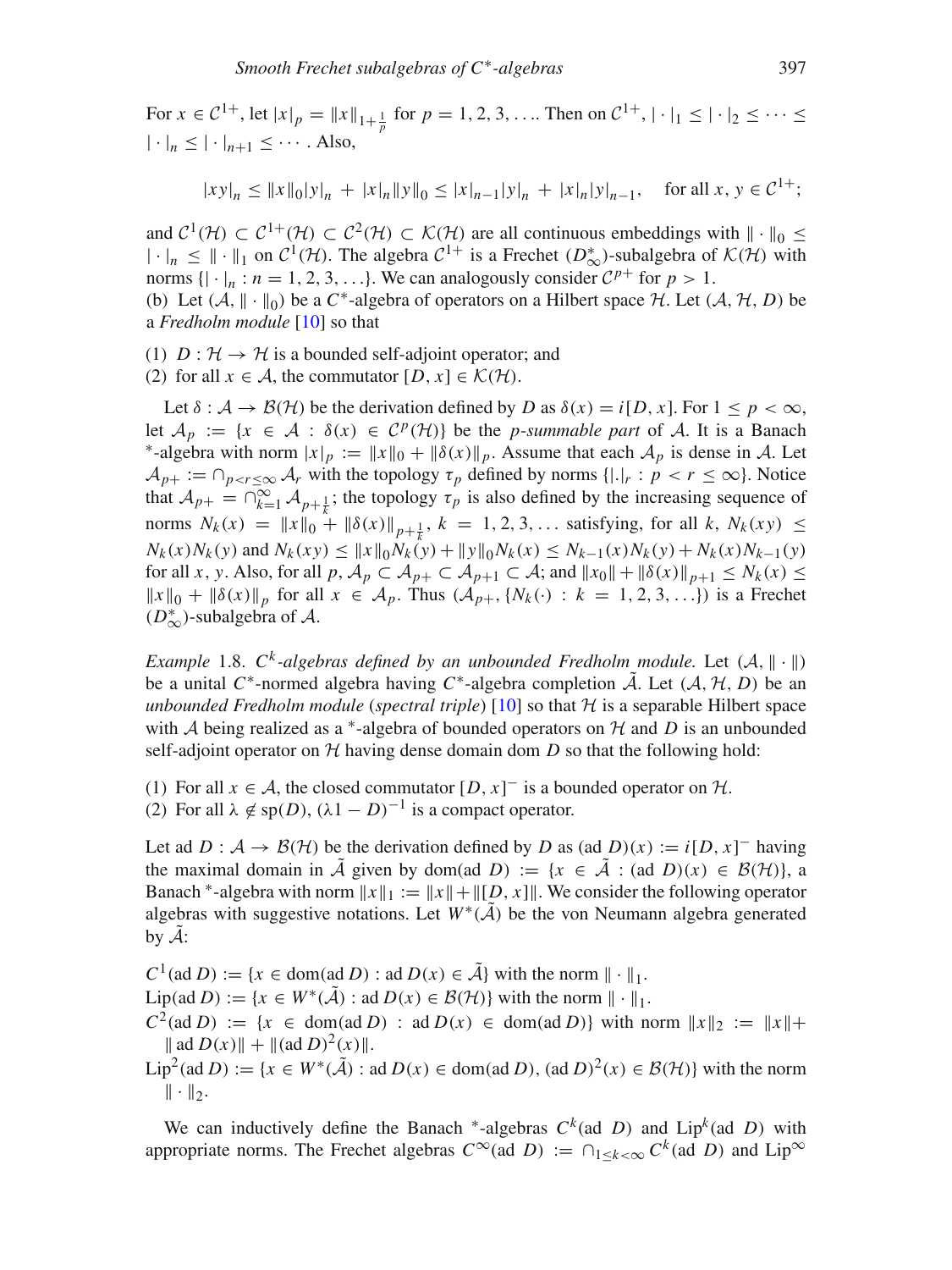For $x \in \mathcal{C}^{1+}$, let $|x|_p = \|x\|_{1+\frac{1}{p}}$ for $p = 1, 2, 3, \ldots$. Then on $\mathcal{C}^{1+}$, $|\cdot|_1 \leq |\cdot|_2 \leq \cdots \leq |\cdot|_n \leq |\cdot|_{n+1} \leq \cdots$. Also,

$$|xy|_n \leq \|x\|_0 |y|_n + |x|_n \|y\|_0 \leq |x|_{n-1}|y|_n + |x|_n |y|_{n-1}, \quad \text{for all } x, y \in \mathcal{C}^{1+};$$

and $\mathcal{C}^1(\mathcal{H}) \subset \mathcal{C}^{1+}(\mathcal{H}) \subset \mathcal{C}^2(\mathcal{H}) \subset \mathcal{K}(\mathcal{H})$ are all continuous embeddings with $\|\cdot\|_0 \leq |\cdot|_n \leq \|\cdot\|_1$ on $\mathcal{C}^1(\mathcal{H})$. The algebra $\mathcal{C}^{1+}$ is a Frechet $(D^*_\infty)$-subalgebra of $\mathcal{K}(\mathcal{H})$ with norms $\{|\cdot|_n : n = 1, 2, 3, \ldots\}$. We can analogously consider $\mathcal{C}^{p+}$ for $p > 1$.

(b) Let $(\mathcal{A}, \|\cdot\|_0)$ be a $C^*$-algebra of operators on a Hilbert space $\mathcal{H}$. Let $(\mathcal{A}, \mathcal{H}, D)$ be a *Fredholm module* [10] so that

(1) $D : \mathcal{H} \to \mathcal{H}$ is a bounded self-adjoint operator; and
(2) for all $x \in \mathcal{A}$, the commutator $[D, x] \in \mathcal{K}(\mathcal{H})$.

Let $\delta : \mathcal{A} \to \mathcal{B}(\mathcal{H})$ be the derivation defined by $D$ as $\delta(x) = i[D, x]$. For $1 \leq p < \infty$, let $\mathcal{A}_p := \{x \in \mathcal{A} : \delta(x) \in \mathcal{C}^p(\mathcal{H})\}$ be the *p-summable part* of $\mathcal{A}$. It is a Banach $^*$-algebra with norm $|x|_p := \|x\|_0 + \|\delta(x)\|_p$. Assume that each $\mathcal{A}_p$ is dense in $\mathcal{A}$. Let $\mathcal{A}_{p+} := \cap_{p<r\leq\infty} \mathcal{A}_r$ with the topology $\tau_p$ defined by norms $\{|.|_r : p < r \leq \infty\}$. Notice that $\mathcal{A}_{p+} = \cap_{k=1}^{\infty} \mathcal{A}_{p+\frac{1}{k}}$; the topology $\tau_p$ is also defined by the increasing sequence of norms $N_k(x) = \|x\|_0 + \|\delta(x)\|_{p+\frac{1}{k}}$, $k = 1, 2, 3, \ldots$ satisfying, for all $k$, $N_k(xy) \leq N_k(x)N_k(y)$ and $N_k(xy) \leq \|x\|_0 N_k(y) + \|y\|_0 N_k(x) \leq N_{k-1}(x)N_k(y) + N_k(x)N_{k-1}(y)$ for all $x, y$. Also, for all $p$, $\mathcal{A}_p \subset \mathcal{A}_{p+} \subset \mathcal{A}_{p+1} \subset \mathcal{A}$; and $\|x_0\| + \|\delta(x)\|_{p+1} \leq N_k(x) \leq \|x\|_0 + \|\delta(x)\|_p$ for all $x \in \mathcal{A}_p$. Thus $(\mathcal{A}_{p+}, \{N_k(\cdot) : k = 1, 2, 3, \ldots\})$ is a Frechet $(D^*_\infty)$-subalgebra of $\mathcal{A}$.

*Example* 1.8. *$C^k$-algebras defined by an unbounded Fredholm module.* Let $(\mathcal{A}, \|\cdot\|)$ be a unital $C^*$-normed algebra having $C^*$-algebra completion $\tilde{\mathcal{A}}$. Let $(\mathcal{A}, \mathcal{H}, D)$ be an *unbounded Fredholm module* (*spectral triple*) [10] so that $\mathcal{H}$ is a separable Hilbert space with $\mathcal{A}$ being realized as a $^*$-algebra of bounded operators on $\mathcal{H}$ and $D$ is an unbounded self-adjoint operator on $\mathcal{H}$ having dense domain dom $D$ so that the following hold:

(1) For all $x \in \mathcal{A}$, the closed commutator $[D, x]^-$ is a bounded operator on $\mathcal{H}$.
(2) For all $\lambda \notin \text{sp}(D)$, $(\lambda 1 - D)^{-1}$ is a compact operator.

Let ad $D : \mathcal{A} \to \mathcal{B}(\mathcal{H})$ be the derivation defined by $D$ as $(\text{ad } D)(x) := i[D, x]^-$ having the maximal domain in $\tilde{\mathcal{A}}$ given by $\text{dom}(\text{ad } D) := \{x \in \tilde{\mathcal{A}} : (\text{ad } D)(x) \in \mathcal{B}(\mathcal{H})\}$, a Banach $^*$-algebra with norm $\|x\|_1 := \|x\| + \|[D, x]\|$. We consider the following operator algebras with suggestive notations. Let $W^*(\tilde{\mathcal{A}})$ be the von Neumann algebra generated by $\tilde{\mathcal{A}}$:

$C^1(\text{ad } D) := \{x \in \text{dom}(\text{ad } D) : \text{ad } D(x) \in \tilde{\mathcal{A}}\}$ with the norm $\|\cdot\|_1$.
$\text{Lip}(\text{ad } D) := \{x \in W^*(\tilde{\mathcal{A}}) : \text{ad } D(x) \in \mathcal{B}(\mathcal{H})\}$ with the norm $\|\cdot\|_1$.
$C^2(\text{ad } D) := \{x \in \text{dom}(\text{ad } D) : \text{ad } D(x) \in \text{dom}(\text{ad } D)\}$ with norm $\|x\|_2 := \|x\| + \|\text{ad } D(x)\| + \|(\text{ad } D)^2(x)\|$.
$\text{Lip}^2(\text{ad } D) := \{x \in W^*(\tilde{\mathcal{A}}) : \text{ad } D(x) \in \text{dom}(\text{ad } D), (\text{ad } D)^2(x) \in \mathcal{B}(\mathcal{H})\}$ with the norm $\|\cdot\|_2$.

We can inductively define the Banach $^*$-algebras $C^k(\text{ad } D)$ and $\text{Lip}^k(\text{ad } D)$ with appropriate norms. The Frechet algebras $C^\infty(\text{ad } D) := \cap_{1\leq k<\infty} C^k(\text{ad } D)$ and $\text{Lip}^\infty$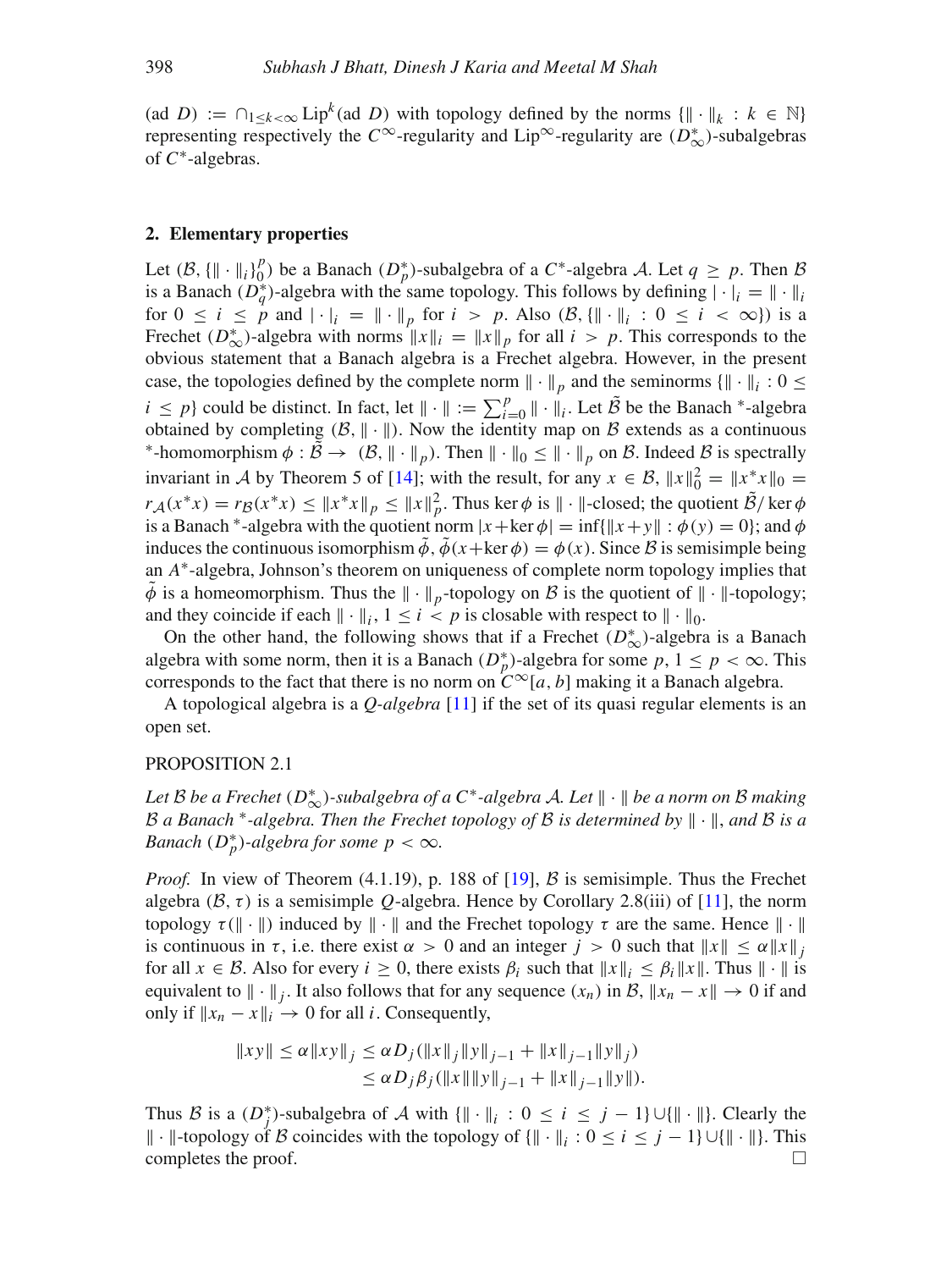(ad $D$) $:= \cap_{1\leq k<\infty} \mathrm{Lip}^k(\mathrm{ad}\ D)$ with topology defined by the norms $\{\|\cdot\|_k : k \in \mathbb{N}\}$ representing respectively the $C^\infty$-regularity and $\mathrm{Lip}^\infty$-regularity are $(D^*_\infty)$-subalgebras of $C^*$-algebras.

## 2. Elementary properties

Let $(\mathcal{B}, \{\|\cdot\|_i\}_0^p)$ be a Banach $(D^*_p)$-subalgebra of a $C^*$-algebra $\mathcal{A}$. Let $q \geq p$. Then $\mathcal{B}$ is a Banach $(D^*_q)$-algebra with the same topology. This follows by defining $|\cdot|_i = \|\cdot\|_i$ for $0 \leq i \leq p$ and $|\cdot|_i = \|\cdot\|_p$ for $i > p$. Also $(\mathcal{B}, \{\|\cdot\|_i : 0 \leq i < \infty\})$ is a Frechet $(D^*_\infty)$-algebra with norms $\|x\|_i = \|x\|_p$ for all $i > p$. This corresponds to the obvious statement that a Banach algebra is a Frechet algebra. However, in the present case, the topologies defined by the complete norm $\|\cdot\|_p$ and the seminorms $\{\|\cdot\|_i : 0 \leq i \leq p\}$ could be distinct. In fact, let $\|\cdot\| := \sum_{i=0}^p \|\cdot\|_i$. Let $\tilde{\mathcal{B}}$ be the Banach $^*$-algebra obtained by completing $(\mathcal{B}, \|\cdot\|)$. Now the identity map on $\mathcal{B}$ extends as a continuous $^*$-homomorphism $\phi : \tilde{\mathcal{B}} \to (\mathcal{B}, \|\cdot\|_p)$. Then $\|\cdot\|_0 \leq \|\cdot\|_p$ on $\mathcal{B}$. Indeed $\mathcal{B}$ is spectrally invariant in $\mathcal{A}$ by Theorem 5 of [14]; with the result, for any $x \in \mathcal{B}$, $\|x\|_0^2 = \|x^*x\|_0 = r_{\mathcal{A}}(x^*x) = r_{\mathcal{B}}(x^*x) \leq \|x^*x\|_p \leq \|x\|_p^2$. Thus $\ker\phi$ is $\|\cdot\|$-closed; the quotient $\tilde{\mathcal{B}}/\ker\phi$ is a Banach $^*$-algebra with the quotient norm $|x+\ker\phi| = \inf\{\|x+y\| : \phi(y) = 0\}$; and $\phi$ induces the continuous isomorphism $\tilde{\phi}$, $\tilde{\phi}(x+\ker\phi) = \phi(x)$. Since $\mathcal{B}$ is semisimple being an $A^*$-algebra, Johnson's theorem on uniqueness of complete norm topology implies that $\tilde{\phi}$ is a homeomorphism. Thus the $\|\cdot\|_p$-topology on $\mathcal{B}$ is the quotient of $\|\cdot\|$-topology; and they coincide if each $\|\cdot\|_i$, $1 \leq i < p$ is closable with respect to $\|\cdot\|_0$.

On the other hand, the following shows that if a Frechet $(D^*_\infty)$-algebra is a Banach algebra with some norm, then it is a Banach $(D^*_p)$-algebra for some $p$, $1 \leq p < \infty$. This corresponds to the fact that there is no norm on $C^\infty[a, b]$ making it a Banach algebra.

A topological algebra is a *Q-algebra* [11] if the set of its quasi regular elements is an open set.

PROPOSITION 2.1

*Let $\mathcal{B}$ be a Frechet $(D^*_\infty)$-subalgebra of a $C^*$-algebra $\mathcal{A}$. Let $\|\cdot\|$ be a norm on $\mathcal{B}$ making $\mathcal{B}$ a Banach $^*$-algebra. Then the Frechet topology of $\mathcal{B}$ is determined by $\|\cdot\|$, and $\mathcal{B}$ is a Banach $(D^*_p)$-algebra for some $p < \infty$.*

*Proof.* In view of Theorem (4.1.19), p. 188 of [19], $\mathcal{B}$ is semisimple. Thus the Frechet algebra $(\mathcal{B}, \tau)$ is a semisimple $Q$-algebra. Hence by Corollary 2.8(iii) of [11], the norm topology $\tau(\|\cdot\|)$ induced by $\|\cdot\|$ and the Frechet topology $\tau$ are the same. Hence $\|\cdot\|$ is continuous in $\tau$, i.e. there exist $\alpha > 0$ and an integer $j > 0$ such that $\|x\| \leq \alpha\|x\|_j$ for all $x \in \mathcal{B}$. Also for every $i \geq 0$, there exists $\beta_i$ such that $\|x\|_i \leq \beta_i\|x\|$. Thus $\|\cdot\|$ is equivalent to $\|\cdot\|_j$. It also follows that for any sequence $(x_n)$ in $\mathcal{B}$, $\|x_n - x\| \to 0$ if and only if $\|x_n - x\|_i \to 0$ for all $i$. Consequently,

$$\begin{aligned}\|xy\| &\leq \alpha\|xy\|_j \leq \alpha D_j(\|x\|_j\|y\|_{j-1} + \|x\|_{j-1}\|y\|_j)\\ &\leq \alpha D_j\beta_j(\|x\|\|y\|_{j-1} + \|x\|_{j-1}\|y\|).\end{aligned}$$

Thus $\mathcal{B}$ is a $(D^*_j)$-subalgebra of $\mathcal{A}$ with $\{\|\cdot\|_i : 0 \leq i \leq j-1\} \cup \{\|\cdot\|\}$. Clearly the $\|\cdot\|$-topology of $\mathcal{B}$ coincides with the topology of $\{\|\cdot\|_i : 0 \leq i \leq j-1\} \cup \{\|\cdot\|\}$. This completes the proof. □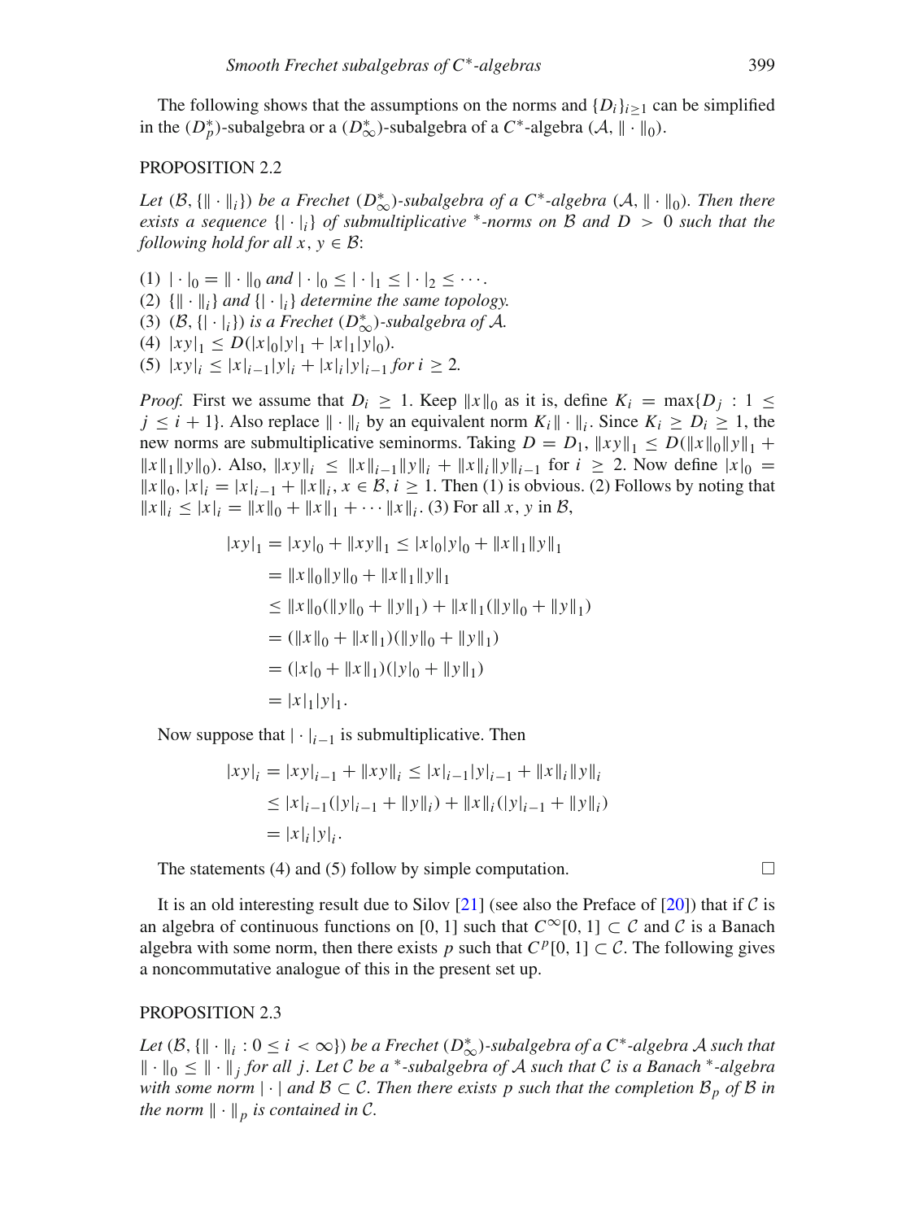The following shows that the assumptions on the norms and $\{D_i\}_{i\geq 1}$ can be simplified in the $(D_p^*)$-subalgebra or a $(D_\infty^*)$-subalgebra of a $C^*$-algebra $(\mathcal{A}, \|\cdot\|_0)$.

PROPOSITION 2.2

*Let $(\mathcal{B}, \{\|\cdot\|_i\})$ be a Frechet $(D_\infty^*)$-subalgebra of a $C^*$-algebra $(\mathcal{A}, \|\cdot\|_0)$. Then there exists a sequence $\{|\cdot|_i\}$ of submultiplicative $^*$-norms on $\mathcal{B}$ and $D > 0$ such that the following hold for all $x, y \in \mathcal{B}$:*

(1) $|\cdot|_0 = \|\cdot\|_0$ *and* $|\cdot|_0 \leq |\cdot|_1 \leq |\cdot|_2 \leq \cdots$.
(2) $\{\|\cdot\|_i\}$ *and* $\{|\cdot|_i\}$ *determine the same topology.*
(3) $(\mathcal{B}, \{|\cdot|_i\})$ *is a Frechet $(D_\infty^*)$-subalgebra of $\mathcal{A}$.*
(4) $|xy|_1 \leq D(|x|_0|y|_1 + |x|_1|y|_0)$.
(5) $|xy|_i \leq |x|_{i-1}|y|_i + |x|_i|y|_{i-1}$ *for $i \geq 2$.*

*Proof.* First we assume that $D_i \geq 1$. Keep $\|x\|_0$ as it is, define $K_i = \max\{D_j : 1 \leq j \leq i+1\}$. Also replace $\|\cdot\|_i$ by an equivalent norm $K_i\|\cdot\|_i$. Since $K_i \geq D_i \geq 1$, the new norms are submultiplicative seminorms. Taking $D = D_1$, $\|xy\|_1 \leq D(\|x\|_0\|y\|_1 + \|x\|_1\|y\|_0)$. Also, $\|xy\|_i \leq \|x\|_{i-1}\|y\|_i + \|x\|_i\|y\|_{i-1}$ for $i \geq 2$. Now define $|x|_0 = \|x\|_0$, $|x|_i = |x|_{i-1} + \|x\|_i$, $x \in \mathcal{B}, i \geq 1$. Then (1) is obvious. (2) Follows by noting that $\|x\|_i \leq |x|_i = \|x\|_0 + \|x\|_1 + \cdots \|x\|_i$. (3) For all $x, y$ in $\mathcal{B}$,

$$
\begin{aligned}
|xy|_1 &= |xy|_0 + \|xy\|_1 \leq |x|_0|y|_0 + \|x\|_1\|y\|_1 \\
&= \|x\|_0\|y\|_0 + \|x\|_1\|y\|_1 \\
&\leq \|x\|_0(\|y\|_0 + \|y\|_1) + \|x\|_1(\|y\|_0 + \|y\|_1) \\
&= (\|x\|_0 + \|x\|_1)(\|y\|_0 + \|y\|_1) \\
&= (|x|_0 + \|x\|_1)(|y|_0 + \|y\|_1) \\
&= |x|_1|y|_1.
\end{aligned}
$$

Now suppose that $|\cdot|_{i-1}$ is submultiplicative. Then

$$
\begin{aligned}
|xy|_i &= |xy|_{i-1} + \|xy\|_i \leq |x|_{i-1}|y|_{i-1} + \|x\|_i\|y\|_i \\
&\leq |x|_{i-1}(|y|_{i-1} + \|y\|_i) + \|x\|_i(|y|_{i-1} + \|y\|_i) \\
&= |x|_i|y|_i.
\end{aligned}
$$

The statements (4) and (5) follow by simple computation. □

It is an old interesting result due to Silov [21] (see also the Preface of [20]) that if $\mathcal{C}$ is an algebra of continuous functions on $[0, 1]$ such that $C^\infty[0, 1] \subset \mathcal{C}$ and $\mathcal{C}$ is a Banach algebra with some norm, then there exists $p$ such that $C^p[0, 1] \subset \mathcal{C}$. The following gives a noncommutative analogue of this in the present set up.

PROPOSITION 2.3

*Let $(\mathcal{B}, \{\|\cdot\|_i : 0 \leq i < \infty\})$ be a Frechet $(D_\infty^*)$-subalgebra of a $C^*$-algebra $\mathcal{A}$ such that $\|\cdot\|_0 \leq \|\cdot\|_j$ for all $j$. Let $\mathcal{C}$ be a $^*$-subalgebra of $\mathcal{A}$ such that $\mathcal{C}$ is a Banach $^*$-algebra with some norm $|\cdot|$ and $\mathcal{B} \subset \mathcal{C}$. Then there exists $p$ such that the completion $\mathcal{B}_p$ of $\mathcal{B}$ in the norm $\|\cdot\|_p$ is contained in $\mathcal{C}$.*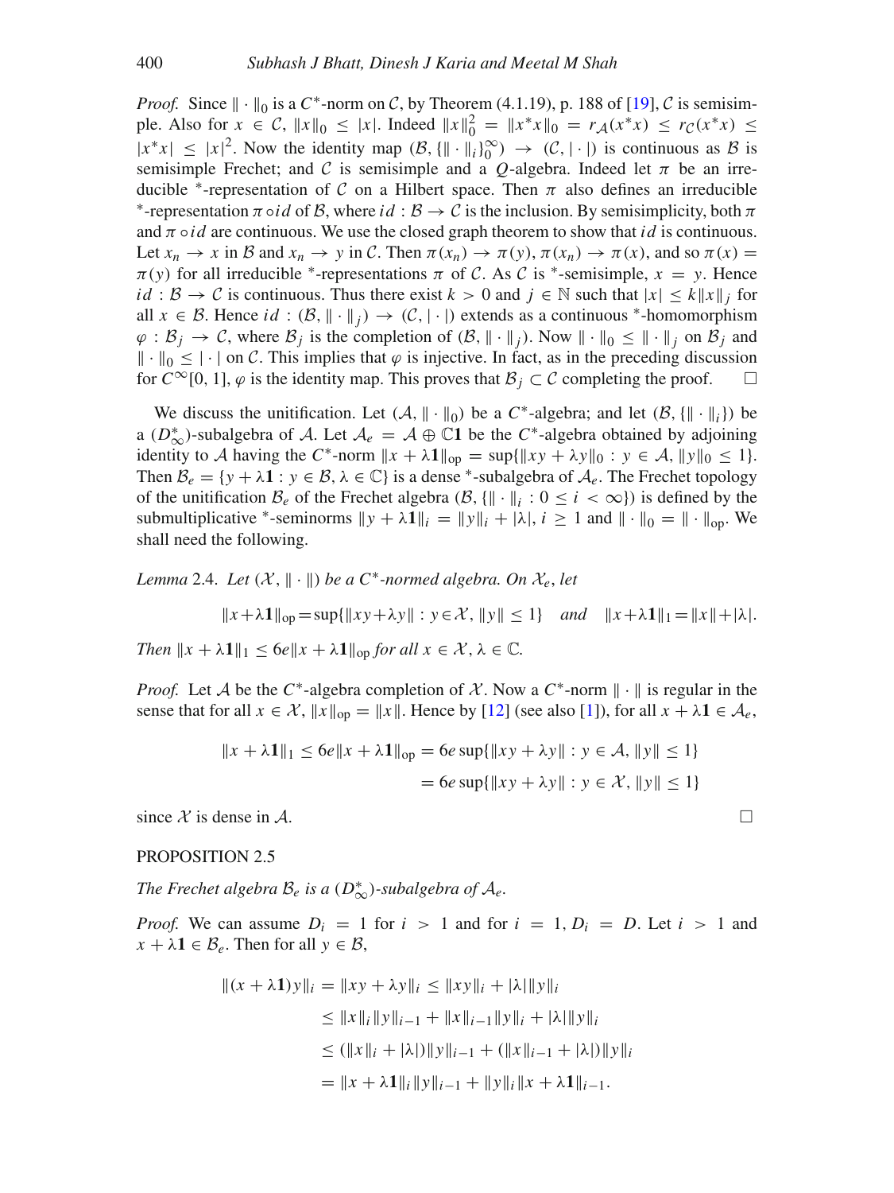*Proof.* Since $\| \cdot \|_0$ is a $C^*$-norm on $\mathcal{C}$, by Theorem (4.1.19), p. 188 of [19], $\mathcal{C}$ is semisimple. Also for $x \in \mathcal{C}$, $\|x\|_0 \leq |x|$. Indeed $\|x\|_0^2 = \|x^*x\|_0 = r_{\mathcal{A}}(x^*x) \leq r_{\mathcal{C}}(x^*x) \leq |x^*x| \leq |x|^2$. Now the identity map $(\mathcal{B}, \{\| \cdot \|_i\}_0^\infty) \to (\mathcal{C}, | \cdot |)$ is continuous as $\mathcal{B}$ is semisimple Frechet; and $\mathcal{C}$ is semisimple and a $Q$-algebra. Indeed let $\pi$ be an irreducible $^*$-representation of $\mathcal{C}$ on a Hilbert space. Then $\pi$ also defines an irreducible $^*$-representation $\pi \circ id$ of $\mathcal{B}$, where $id : \mathcal{B} \to \mathcal{C}$ is the inclusion. By semisimplicity, both $\pi$ and $\pi \circ id$ are continuous. We use the closed graph theorem to show that $id$ is continuous. Let $x_n \to x$ in $\mathcal{B}$ and $x_n \to y$ in $\mathcal{C}$. Then $\pi(x_n) \to \pi(y)$, $\pi(x_n) \to \pi(x)$, and so $\pi(x) = \pi(y)$ for all irreducible $^*$-representations $\pi$ of $\mathcal{C}$. As $\mathcal{C}$ is $^*$-semisimple, $x = y$. Hence $id : \mathcal{B} \to \mathcal{C}$ is continuous. Thus there exist $k > 0$ and $j \in \mathbb{N}$ such that $|x| \leq k\|x\|_j$ for all $x \in \mathcal{B}$. Hence $id : (\mathcal{B}, \| \cdot \|_j) \to (\mathcal{C}, | \cdot |)$ extends as a continuous $^*$-homomorphism $\varphi : \mathcal{B}_j \to \mathcal{C}$, where $\mathcal{B}_j$ is the completion of $(\mathcal{B}, \| \cdot \|_j)$. Now $\| \cdot \|_0 \leq \| \cdot \|_j$ on $\mathcal{B}_j$ and $\| \cdot \|_0 \leq | \cdot |$ on $\mathcal{C}$. This implies that $\varphi$ is injective. In fact, as in the preceding discussion for $C^\infty[0, 1]$, $\varphi$ is the identity map. This proves that $\mathcal{B}_j \subset \mathcal{C}$ completing the proof. □

We discuss the unitification. Let $(\mathcal{A}, \| \cdot \|_0)$ be a $C^*$-algebra; and let $(\mathcal{B}, \{\| \cdot \|_i\})$ be a $(D_\infty^*)$-subalgebra of $\mathcal{A}$. Let $\mathcal{A}_e = \mathcal{A} \oplus \mathbb{C}\mathbf{1}$ be the $C^*$-algebra obtained by adjoining identity to $\mathcal{A}$ having the $C^*$-norm $\|x + \lambda\mathbf{1}\|_{\text{op}} = \sup\{\|xy + \lambda y\|_0 : y \in \mathcal{A}, \|y\|_0 \leq 1\}$. Then $\mathcal{B}_e = \{y + \lambda\mathbf{1} : y \in \mathcal{B}, \lambda \in \mathbb{C}\}$ is a dense $^*$-subalgebra of $\mathcal{A}_e$. The Frechet topology of the unitification $\mathcal{B}_e$ of the Frechet algebra $(\mathcal{B}, \{\| \cdot \|_i : 0 \leq i < \infty\})$ is defined by the submultiplicative $^*$-seminorms $\|y + \lambda\mathbf{1}\|_i = \|y\|_i + |\lambda|$, $i \geq 1$ and $\| \cdot \|_0 = \| \cdot \|_{\text{op}}$. We shall need the following.

*Lemma* 2.4. *Let $(\mathcal{X}, \| \cdot \|)$ be a $C^*$-normed algebra. On $\mathcal{X}_e$, let*

$$\|x+\lambda\mathbf{1}\|_{\text{op}} = \sup\{\|xy+\lambda y\| : y \in \mathcal{X}, \|y\| \leq 1\} \quad \textit{and} \quad \|x+\lambda\mathbf{1}\|_1 = \|x\|+|\lambda|.$$

*Then $\|x + \lambda\mathbf{1}\|_1 \leq 6e\|x + \lambda\mathbf{1}\|_{\text{op}}$ for all $x \in \mathcal{X}$, $\lambda \in \mathbb{C}$.*

*Proof.* Let $\mathcal{A}$ be the $C^*$-algebra completion of $\mathcal{X}$. Now a $C^*$-norm $\| \cdot \|$ is regular in the sense that for all $x \in \mathcal{X}$, $\|x\|_{\text{op}} = \|x\|$. Hence by [12] (see also [1]), for all $x + \lambda\mathbf{1} \in \mathcal{A}_e$,

$$\begin{aligned}
\|x + \lambda\mathbf{1}\|_1 \leq 6e\|x + \lambda\mathbf{1}\|_{\text{op}} &= 6e \sup\{\|xy + \lambda y\| : y \in \mathcal{A}, \|y\| \leq 1\} \\
&= 6e \sup\{\|xy + \lambda y\| : y \in \mathcal{X}, \|y\| \leq 1\}
\end{aligned}$$

since $\mathcal{X}$ is dense in $\mathcal{A}$. □

PROPOSITION 2.5

*The Frechet algebra $\mathcal{B}_e$ is a $(D_\infty^*)$-subalgebra of $\mathcal{A}_e$.*

*Proof.* We can assume $D_i = 1$ for $i > 1$ and for $i = 1$, $D_i = D$. Let $i > 1$ and $x + \lambda\mathbf{1} \in \mathcal{B}_e$. Then for all $y \in \mathcal{B}$,

$$\begin{aligned}
\|(x + \lambda\mathbf{1})y\|_i = \|xy + \lambda y\|_i &\leq \|xy\|_i + |\lambda|\|y\|_i \\
&\leq \|x\|_i\|y\|_{i-1} + \|x\|_{i-1}\|y\|_i + |\lambda|\|y\|_i \\
&\leq (\|x\|_i + |\lambda|)\|y\|_{i-1} + (\|x\|_{i-1} + |\lambda|)\|y\|_i \\
&= \|x + \lambda\mathbf{1}\|_i\|y\|_{i-1} + \|y\|_i\|x + \lambda\mathbf{1}\|_{i-1}.
\end{aligned}$$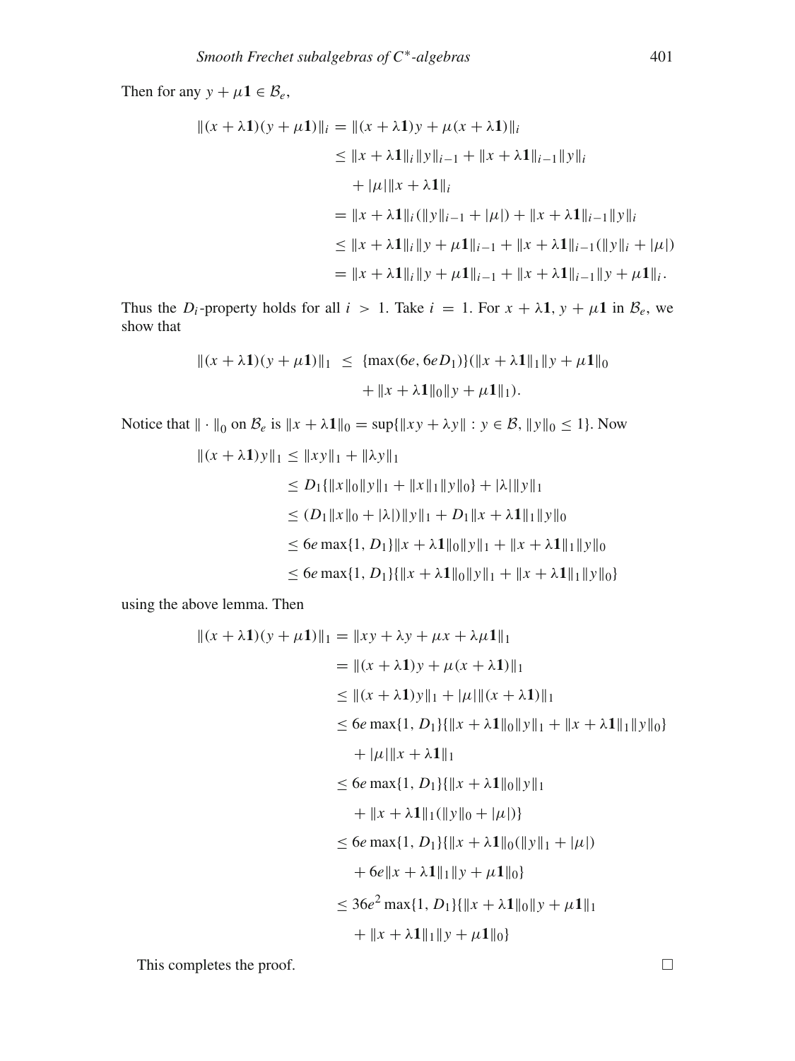Then for any $y + \mu\mathbf{1} \in \mathcal{B}_e$,

$$
\begin{aligned}
\|(x+\lambda\mathbf{1})(y+\mu\mathbf{1})\|_i &= \|(x+\lambda\mathbf{1})y + \mu(x+\lambda\mathbf{1})\|_i \\
&\leq \|x+\lambda\mathbf{1}\|_i\|y\|_{i-1} + \|x+\lambda\mathbf{1}\|_{i-1}\|y\|_i \\
&\quad + |\mu|\|x+\lambda\mathbf{1}\|_i \\
&= \|x+\lambda\mathbf{1}\|_i(\|y\|_{i-1}+|\mu|) + \|x+\lambda\mathbf{1}\|_{i-1}\|y\|_i \\
&\leq \|x+\lambda\mathbf{1}\|_i\|y+\mu\mathbf{1}\|_{i-1} + \|x+\lambda\mathbf{1}\|_{i-1}(\|y\|_i+|\mu|) \\
&= \|x+\lambda\mathbf{1}\|_i\|y+\mu\mathbf{1}\|_{i-1} + \|x+\lambda\mathbf{1}\|_{i-1}\|y+\mu\mathbf{1}\|_i.
\end{aligned}
$$

Thus the $D_i$-property holds for all $i > 1$. Take $i = 1$. For $x + \lambda\mathbf{1}$, $y + \mu\mathbf{1}$ in $\mathcal{B}_e$, we show that

$$
\begin{aligned}
\|(x+\lambda\mathbf{1})(y+\mu\mathbf{1})\|_1 \;\leq\; &\{\max(6e, 6eD_1)\}(\|x+\lambda\mathbf{1}\|_1\|y+\mu\mathbf{1}\|_0 \\
&+ \|x+\lambda\mathbf{1}\|_0\|y+\mu\mathbf{1}\|_1).
\end{aligned}
$$

Notice that $\|\cdot\|_0$ on $\mathcal{B}_e$ is $\|x+\lambda\mathbf{1}\|_0 = \sup\{\|xy+\lambda y\| : y \in \mathcal{B}, \|y\|_0 \leq 1\}$. Now

$$
\begin{aligned}
\|(x+\lambda\mathbf{1})y\|_1 &\leq \|xy\|_1 + \|\lambda y\|_1 \\
&\leq D_1\{\|x\|_0\|y\|_1 + \|x\|_1\|y\|_0\} + |\lambda|\|y\|_1 \\
&\leq (D_1\|x\|_0 + |\lambda|)\|y\|_1 + D_1\|x+\lambda\mathbf{1}\|_1\|y\|_0 \\
&\leq 6e\max\{1, D_1\}\|x+\lambda\mathbf{1}\|_0\|y\|_1 + \|x+\lambda\mathbf{1}\|_1\|y\|_0 \\
&\leq 6e\max\{1, D_1\}\{\|x+\lambda\mathbf{1}\|_0\|y\|_1 + \|x+\lambda\mathbf{1}\|_1\|y\|_0\}
\end{aligned}
$$

using the above lemma. Then

$$
\begin{aligned}
\|(x+\lambda\mathbf{1})(y+\mu\mathbf{1})\|_1 &= \|xy + \lambda y + \mu x + \lambda\mu\mathbf{1}\|_1 \\
&= \|(x+\lambda\mathbf{1})y + \mu(x+\lambda\mathbf{1})\|_1 \\
&\leq \|(x+\lambda\mathbf{1})y\|_1 + |\mu|\|(x+\lambda\mathbf{1})\|_1 \\
&\leq 6e\max\{1, D_1\}\{\|x+\lambda\mathbf{1}\|_0\|y\|_1 + \|x+\lambda\mathbf{1}\|_1\|y\|_0\} \\
&\quad + |\mu|\|x+\lambda\mathbf{1}\|_1 \\
&\leq 6e\max\{1, D_1\}\{\|x+\lambda\mathbf{1}\|_0\|y\|_1 \\
&\quad + \|x+\lambda\mathbf{1}\|_1(\|y\|_0+|\mu|)\} \\
&\leq 6e\max\{1, D_1\}\{\|x+\lambda\mathbf{1}\|_0(\|y\|_1+|\mu|) \\
&\quad + 6e\|x+\lambda\mathbf{1}\|_1\|y+\mu\mathbf{1}\|_0\} \\
&\leq 36e^2\max\{1, D_1\}\{\|x+\lambda\mathbf{1}\|_0\|y+\mu\mathbf{1}\|_1 \\
&\quad + \|x+\lambda\mathbf{1}\|_1\|y+\mu\mathbf{1}\|_0\}
\end{aligned}
$$

This completes the proof. □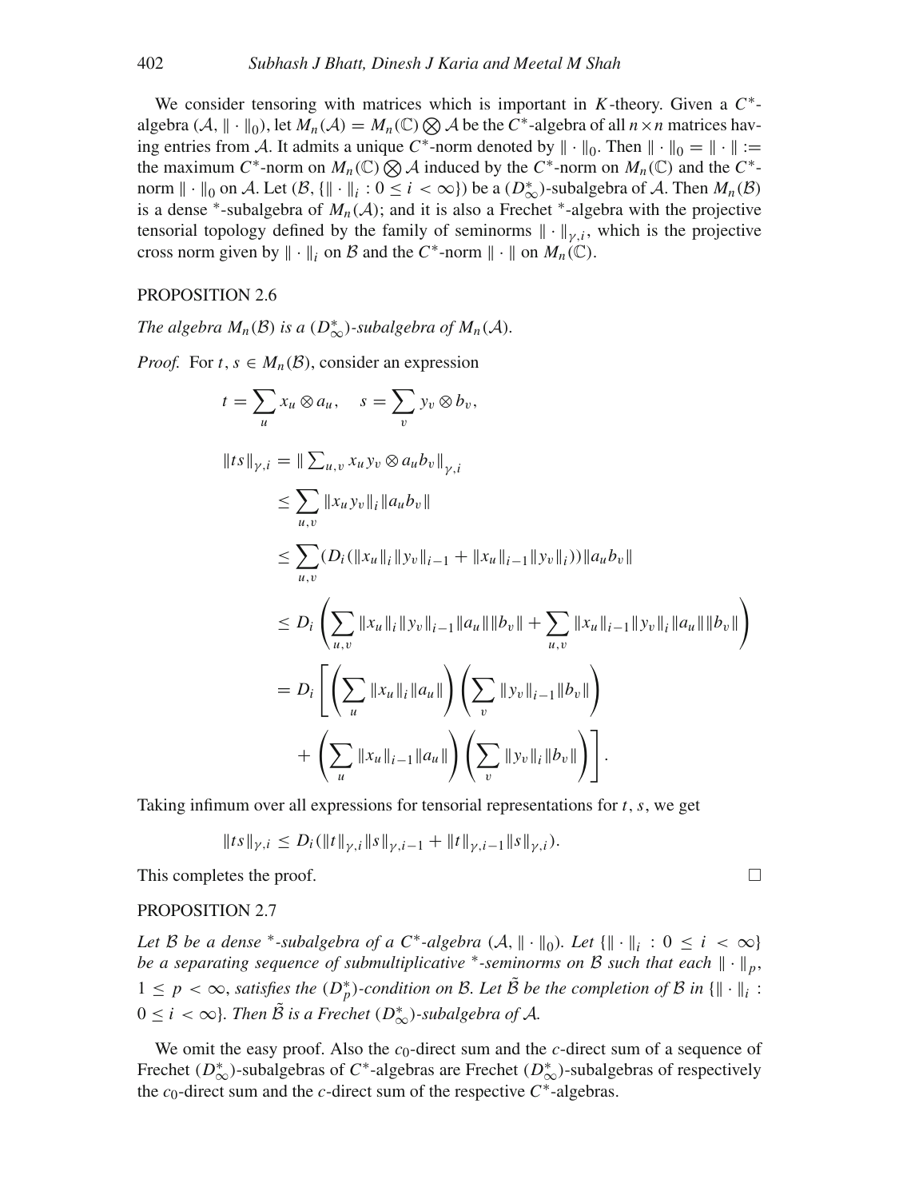We consider tensoring with matrices which is important in $K$-theory. Given a $C^*$-algebra $(\mathcal{A}, \|\cdot\|_0)$, let $M_n(\mathcal{A}) = M_n(\mathbb{C}) \bigotimes \mathcal{A}$ be the $C^*$-algebra of all $n \times n$ matrices having entries from $\mathcal{A}$. It admits a unique $C^*$-norm denoted by $\|\cdot\|_0$. Then $\|\cdot\|_0 = \|\cdot\| :=$ the maximum $C^*$-norm on $M_n(\mathbb{C}) \bigotimes \mathcal{A}$ induced by the $C^*$-norm on $M_n(\mathbb{C})$ and the $C^*$-norm $\|\cdot\|_0$ on $\mathcal{A}$. Let $(\mathcal{B}, \{\|\cdot\|_i : 0 \leq i < \infty\})$ be a $(D_\infty^*)$-subalgebra of $\mathcal{A}$. Then $M_n(\mathcal{B})$ is a dense $^*$-subalgebra of $M_n(\mathcal{A})$; and it is also a Frechet $^*$-algebra with the projective tensorial topology defined by the family of seminorms $\|\cdot\|_{\gamma,i}$, which is the projective cross norm given by $\|\cdot\|_i$ on $\mathcal{B}$ and the $C^*$-norm $\|\cdot\|$ on $M_n(\mathbb{C})$.

PROPOSITION 2.6

*The algebra $M_n(\mathcal{B})$ is a $(D_\infty^*)$-subalgebra of $M_n(\mathcal{A})$.*

*Proof.* For $t, s \in M_n(\mathcal{B})$, consider an expression

$$t = \sum_u x_u \otimes a_u, \quad s = \sum_v y_v \otimes b_v,$$

$$\begin{aligned}
\|ts\|_{\gamma,i} &= \|\textstyle\sum_{u,v} x_u y_v \otimes a_u b_v\|_{\gamma,i} \\
&\leq \sum_{u,v} \|x_u y_v\|_i \|a_u b_v\| \\
&\leq \sum_{u,v} (D_i(\|x_u\|_i \|y_v\|_{i-1} + \|x_u\|_{i-1}\|y_v\|_i))\|a_u b_v\| \\
&\leq D_i \left( \sum_{u,v} \|x_u\|_i \|y_v\|_{i-1} \|a_u\| \|b_v\| + \sum_{u,v} \|x_u\|_{i-1} \|y_v\|_i \|a_u\| \|b_v\| \right) \\
&= D_i \left[ \left( \sum_u \|x_u\|_i \|a_u\| \right) \left( \sum_v \|y_v\|_{i-1} \|b_v\| \right) \right. \\
&\quad \left. + \left( \sum_u \|x_u\|_{i-1} \|a_u\| \right) \left( \sum_v \|y_v\|_i \|b_v\| \right) \right].
\end{aligned}$$

Taking infimum over all expressions for tensorial representations for $t, s$, we get

$$\|ts\|_{\gamma,i} \leq D_i(\|t\|_{\gamma,i}\|s\|_{\gamma,i-1} + \|t\|_{\gamma,i-1}\|s\|_{\gamma,i}).$$

This completes the proof. □

PROPOSITION 2.7

*Let $\mathcal{B}$ be a dense $^*$-subalgebra of a $C^*$-algebra $(\mathcal{A}, \|\cdot\|_0)$. Let $\{\|\cdot\|_i : 0 \leq i < \infty\}$ be a separating sequence of submultiplicative $^*$-seminorms on $\mathcal{B}$ such that each $\|\cdot\|_p$, $1 \leq p < \infty$, satisfies the $(D_p^*)$-condition on $\mathcal{B}$. Let $\tilde{\mathcal{B}}$ be the completion of $\mathcal{B}$ in $\{\|\cdot\|_i : 0 \leq i < \infty\}$. Then $\tilde{\mathcal{B}}$ is a Frechet $(D_\infty^*)$-subalgebra of $\mathcal{A}$.*

We omit the easy proof. Also the $c_0$-direct sum and the $c$-direct sum of a sequence of Frechet $(D_\infty^*)$-subalgebras of $C^*$-algebras are Frechet $(D_\infty^*)$-subalgebras of respectively the $c_0$-direct sum and the $c$-direct sum of the respective $C^*$-algebras.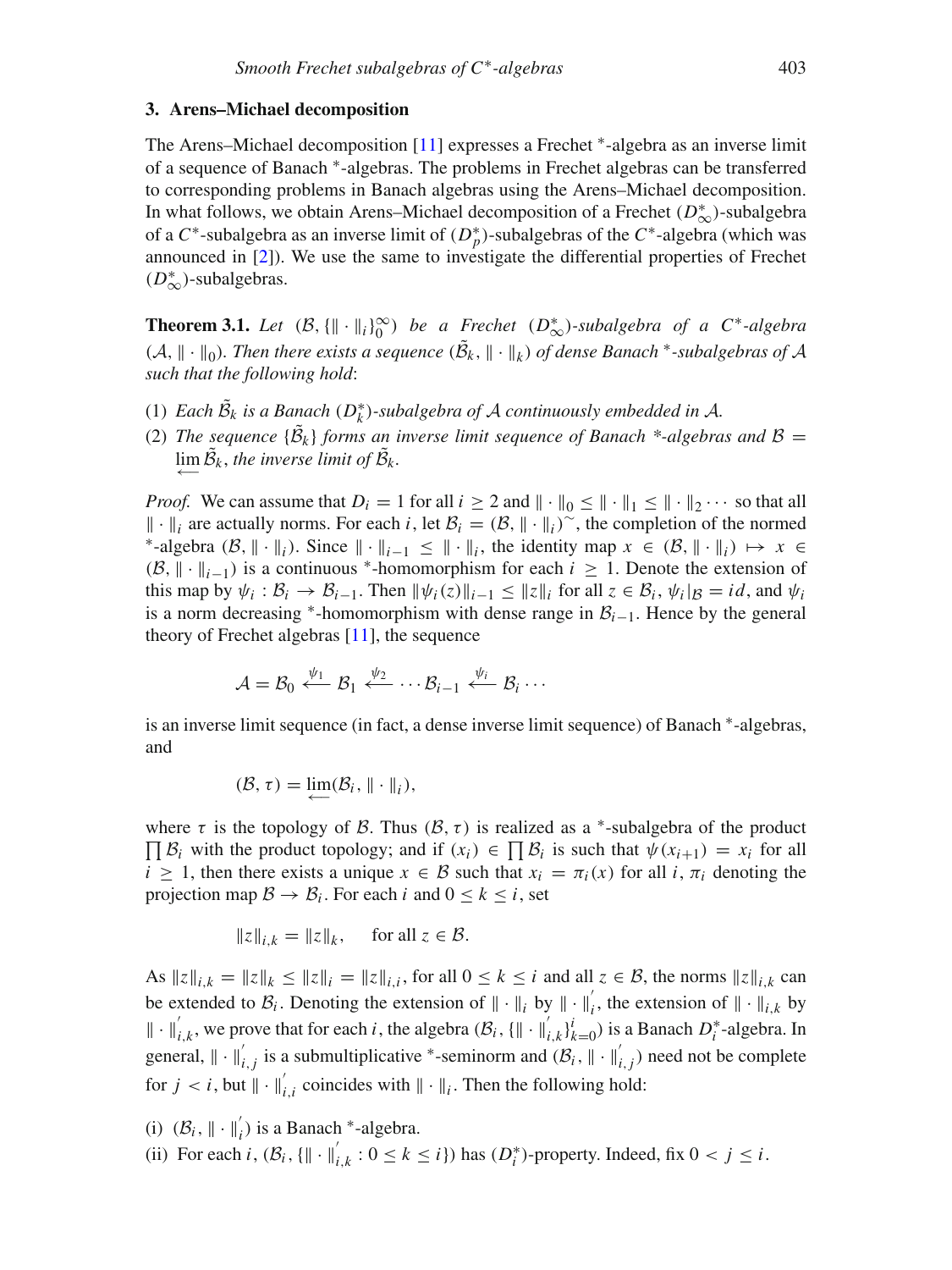## 3. Arens–Michael decomposition

The Arens–Michael decomposition [11] expresses a Frechet *-algebra as an inverse limit of a sequence of Banach *-algebras. The problems in Frechet algebras can be transferred to corresponding problems in Banach algebras using the Arens–Michael decomposition. In what follows, we obtain Arens–Michael decomposition of a Frechet $(D_\infty^*)$-subalgebra of a $C^*$-subalgebra as an inverse limit of $(D_p^*)$-subalgebras of the $C^*$-algebra (which was announced in [2]). We use the same to investigate the differential properties of Frechet $(D_\infty^*)$-subalgebras.

**Theorem 3.1.** *Let* $(\mathcal{B}, \{\|\cdot\|_i\}_0^\infty)$ *be a Frechet* $(D_\infty^*)$*-subalgebra of a* $C^*$*-algebra* $(\mathcal{A}, \|\cdot\|_0)$. *Then there exists a sequence* $(\tilde{\mathcal{B}}_k, \|\cdot\|_k)$ *of dense Banach* *-*subalgebras of* $\mathcal{A}$ *such that the following hold*:

(1) *Each* $\tilde{\mathcal{B}}_k$ *is a Banach* $(D_k^*)$*-subalgebra of* $\mathcal{A}$ *continuously embedded in* $\mathcal{A}$.
(2) *The sequence* $\{\tilde{\mathcal{B}}_k\}$ *forms an inverse limit sequence of Banach* *-*algebras and* $\mathcal{B} = \varprojlim \tilde{\mathcal{B}}_k$, *the inverse limit of* $\tilde{\mathcal{B}}_k$.

*Proof.* We can assume that $D_i = 1$ for all $i \geq 2$ and $\|\cdot\|_0 \leq \|\cdot\|_1 \leq \|\cdot\|_2 \cdots$ so that all $\|\cdot\|_i$ are actually norms. For each $i$, let $\mathcal{B}_i = (\mathcal{B}, \|\cdot\|_i)^\sim$, the completion of the normed *-algebra $(\mathcal{B}, \|\cdot\|_i)$. Since $\|\cdot\|_{i-1} \leq \|\cdot\|_i$, the identity map $x \in (\mathcal{B}, \|\cdot\|_i) \mapsto x \in (\mathcal{B}, \|\cdot\|_{i-1})$ is a continuous *-homomorphism for each $i \geq 1$. Denote the extension of this map by $\psi_i : \mathcal{B}_i \to \mathcal{B}_{i-1}$. Then $\|\psi_i(z)\|_{i-1} \leq \|z\|_i$ for all $z \in \mathcal{B}_i$, $\psi_i|_\mathcal{B} = id$, and $\psi_i$ is a norm decreasing *-homomorphism with dense range in $\mathcal{B}_{i-1}$. Hence by the general theory of Frechet algebras [11], the sequence

$$\mathcal{A} = \mathcal{B}_0 \xleftarrow{\psi_1} \mathcal{B}_1 \xleftarrow{\psi_2} \cdots \mathcal{B}_{i-1} \xleftarrow{\psi_i} \mathcal{B}_i \cdots$$

is an inverse limit sequence (in fact, a dense inverse limit sequence) of Banach *-algebras, and

$$(\mathcal{B}, \tau) = \varprojlim(\mathcal{B}_i, \|\cdot\|_i),$$

where $\tau$ is the topology of $\mathcal{B}$. Thus $(\mathcal{B}, \tau)$ is realized as a *-subalgebra of the product $\prod \mathcal{B}_i$ with the product topology; and if $(x_i) \in \prod \mathcal{B}_i$ is such that $\psi(x_{i+1}) = x_i$ for all $i \geq 1$, then there exists a unique $x \in \mathcal{B}$ such that $x_i = \pi_i(x)$ for all $i$, $\pi_i$ denoting the projection map $\mathcal{B} \to \mathcal{B}_i$. For each $i$ and $0 \leq k \leq i$, set

$$\|z\|_{i,k} = \|z\|_k, \quad \text{for all } z \in \mathcal{B}.$$

As $\|z\|_{i,k} = \|z\|_k \leq \|z\|_i = \|z\|_{i,i}$, for all $0 \leq k \leq i$ and all $z \in \mathcal{B}$, the norms $\|z\|_{i,k}$ can be extended to $\mathcal{B}_i$. Denoting the extension of $\|\cdot\|_i$ by $\|\cdot\|_i^{'}$, the extension of $\|\cdot\|_{i,k}$ by $\|\cdot\|_{i,k}^{'}$, we prove that for each $i$, the algebra $(\mathcal{B}_i, \{\|\cdot\|_{i,k}^{'}\}_{k=0}^{i})$ is a Banach $D_i^*$-algebra. In general, $\|\cdot\|_{i,j}^{'}$ is a submultiplicative *-seminorm and $(\mathcal{B}_i, \|\cdot\|_{i,j}^{'})$ need not be complete for $j < i$, but $\|\cdot\|_{i,i}^{'}$ coincides with $\|\cdot\|_i$. Then the following hold:

(i) $(\mathcal{B}_i, \|\cdot\|_i^{'})$ is a Banach *-algebra.
(ii) For each $i$, $(\mathcal{B}_i, \{\|\cdot\|_{i,k}^{'} : 0 \leq k \leq i\})$ has $(D_i^*)$-property. Indeed, fix $0 < j \leq i$.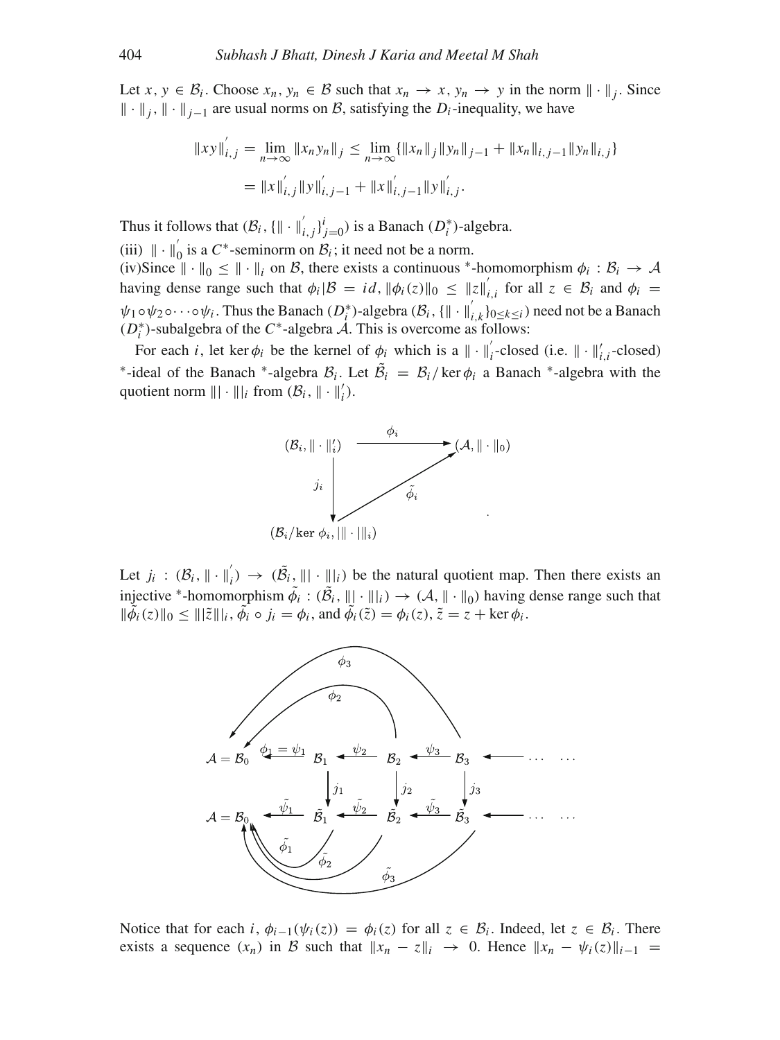Let $x, y \in \mathcal{B}_i$. Choose $x_n, y_n \in \mathcal{B}$ such that $x_n \to x$, $y_n \to y$ in the norm $\|\cdot\|_j$. Since $\|\cdot\|_j, \|\cdot\|_{j-1}$ are usual norms on $\mathcal{B}$, satisfying the $D_i$-inequality, we have

$$\|xy\|'_{i,j} = \lim_{n\to\infty} \|x_n y_n\|_j \leq \lim_{n\to\infty} \{\|x_n\|_j \|y_n\|_{j-1} + \|x_n\|_{i,j-1} \|y_n\|_{i,j}\}$$

$$= \|x\|'_{i,j} \|y\|'_{i,j-1} + \|x\|'_{i,j-1} \|y\|'_{i,j}.$$

Thus it follows that $(\mathcal{B}_i, \{\|\cdot\|'_{i,j}\}_{j=0}^{i})$ is a Banach $(D_i^*)$-algebra.

(iii) $\|\cdot\|'_0$ is a $C^*$-seminorm on $\mathcal{B}_i$; it need not be a norm.

(iv)Since $\|\cdot\|_0 \leq \|\cdot\|_i$ on $\mathcal{B}$, there exists a continuous $^*$-homomorphism $\phi_i : \mathcal{B}_i \to \mathcal{A}$ having dense range such that $\phi_i|\mathcal{B} = id$, $\|\phi_i(z)\|_0 \leq \|z\|'_{i,i}$ for all $z \in \mathcal{B}_i$ and $\phi_i = \psi_1 \circ \psi_2 \circ \cdots \circ \psi_i$. Thus the Banach $(D_i^*)$-algebra $(\mathcal{B}_i, \{\|\cdot\|'_{i,k}\}_{0\leq k\leq i})$ need not be a Banach $(D_i^*)$-subalgebra of the $C^*$-algebra $\mathcal{A}$. This is overcome as follows:

For each $i$, let $\ker\phi_i$ be the kernel of $\phi_i$ which is a $\|\cdot\|'_i$-closed (i.e. $\|\cdot\|'_{i,i}$-closed) $^*$-ideal of the Banach $^*$-algebra $\mathcal{B}_i$. Let $\tilde{\mathcal{B}}_i = \mathcal{B}_i/\ker\phi_i$ a Banach $^*$-algebra with the quotient norm $|\|\cdot\||_i$ from $(\mathcal{B}_i, \|\cdot\|'_i)$.

$(\mathcal{B}_i, \|\cdot\|'_i) \xrightarrow{\phi_i} (\mathcal{A}, \|\cdot\|_0)$

$j_i$

$\tilde{\phi}_i$

$(\mathcal{B}_i/\ker\phi_i, |\|\cdot\||_i)$

Let $j_i : (\mathcal{B}_i, \|\cdot\|'_i) \to (\tilde{\mathcal{B}}_i, |\|\cdot\||_i)$ be the natural quotient map. Then there exists an injective $^*$-homomorphism $\tilde{\phi}_i : (\tilde{\mathcal{B}}_i, |\|\cdot\||_i) \to (\mathcal{A}, \|\cdot\|_0)$ having dense range such that $\|\tilde{\phi}_i(z)\|_0 \leq |\|\tilde{z}\||_i$, $\tilde{\phi}_i \circ j_i = \phi_i$, and $\tilde{\phi}_i(\tilde{z}) = \phi_i(z)$, $\tilde{z} = z + \ker\phi_i$.

$\phi_3$ $\phi_2$

$\mathcal{A} = \mathcal{B}_0 \xleftarrow{\phi_1 = \psi_1} \mathcal{B}_1 \xleftarrow{\psi_2} \mathcal{B}_2 \xleftarrow{\psi_3} \mathcal{B}_3 \longleftarrow \cdots \quad \cdots$

$j_1$ $j_2$ $j_3$

$\mathcal{A} = \mathcal{B}_0 \xleftarrow{\tilde{\psi}_1} \tilde{\mathcal{B}}_1 \xleftarrow{\tilde{\psi}_2} \tilde{\mathcal{B}}_2 \xleftarrow{\tilde{\psi}_3} \tilde{\mathcal{B}}_3 \longleftarrow \cdots \quad \cdots$

$\tilde{\phi}_1$ $\tilde{\phi}_2$ $\tilde{\phi}_3$

Notice that for each $i$, $\phi_{i-1}(\psi_i(z)) = \phi_i(z)$ for all $z \in \mathcal{B}_i$. Indeed, let $z \in \mathcal{B}_i$. There exists a sequence $(x_n)$ in $\mathcal{B}$ such that $\|x_n - z\|_i \to 0$. Hence $\|x_n - \psi_i(z)\|_{i-1} =$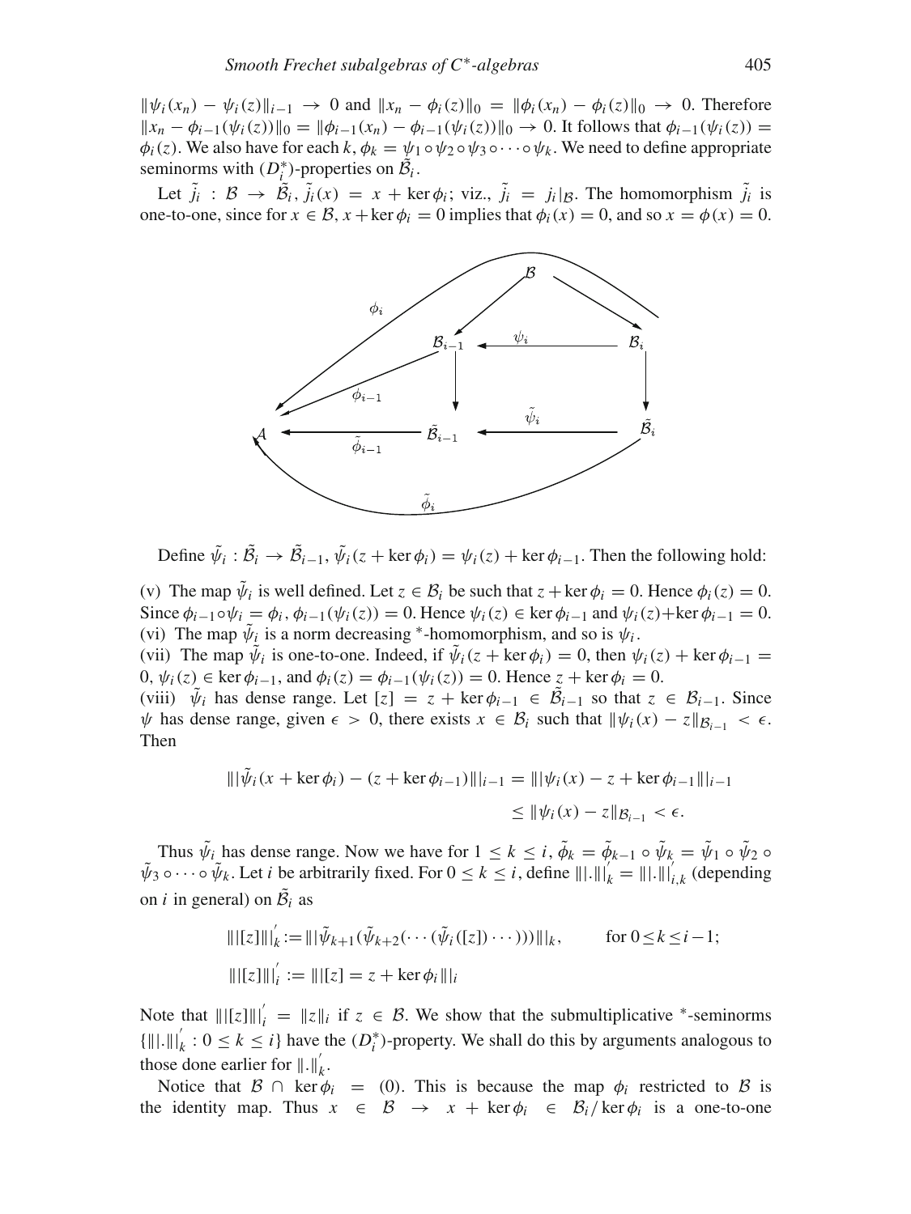$\|\psi_i(x_n) - \psi_i(z)\|_{i-1} \to 0$ and $\|x_n - \phi_i(z)\|_0 = \|\phi_i(x_n) - \phi_i(z)\|_0 \to 0$. Therefore $\|x_n - \phi_{i-1}(\psi_i(z))\|_0 = \|\phi_{i-1}(x_n) - \phi_{i-1}(\psi_i(z))\|_0 \to 0$. It follows that $\phi_{i-1}(\psi_i(z)) = \phi_i(z)$. We also have for each $k$, $\phi_k = \psi_1 \circ \psi_2 \circ \psi_3 \circ \cdots \circ \psi_k$. We need to define appropriate seminorms with $(D_i^*)$-properties on $\tilde{\mathcal{B}}_i$.

Let $\tilde{j}_i : \mathcal{B} \to \tilde{\mathcal{B}}_i$, $\tilde{j}_i(x) = x + \ker \phi_i$; viz., $\tilde{j}_i = j_i|_{\mathcal{B}}$. The homomorphism $\tilde{j}_i$ is one-to-one, since for $x \in \mathcal{B}$, $x + \ker \phi_i = 0$ implies that $\phi_i(x) = 0$, and so $x = \phi(x) = 0$.

$\mathcal{B}$

$\phi_i$

$\mathcal{B}_{i-1}$

$\psi_i$

$\mathcal{B}_i$

$\phi_{i-1}$

$\tilde{\psi}_i$

$\mathcal{A}$

$\tilde{\mathcal{B}}_{i-1}$

$\tilde{\mathcal{B}}_i$

$\tilde{\phi}_{i-1}$

$\tilde{\phi}_i$

Define $\tilde{\psi}_i : \tilde{\mathcal{B}}_i \to \tilde{\mathcal{B}}_{i-1}$, $\tilde{\psi}_i(z + \ker \phi_i) = \psi_i(z) + \ker \phi_{i-1}$. Then the following hold:

(v) The map $\tilde{\psi}_i$ is well defined. Let $z \in \mathcal{B}_i$ be such that $z + \ker \phi_i = 0$. Hence $\phi_i(z) = 0$. Since $\phi_{i-1} \circ \psi_i = \phi_i$, $\phi_{i-1}(\psi_i(z)) = 0$. Hence $\psi_i(z) \in \ker \phi_{i-1}$ and $\psi_i(z) + \ker \phi_{i-1} = 0$.

(vi) The map $\tilde{\psi}_i$ is a norm decreasing $^*$-homomorphism, and so is $\psi_i$.

(vii) The map $\tilde{\psi}_i$ is one-to-one. Indeed, if $\tilde{\psi}_i(z + \ker \phi_i) = 0$, then $\psi_i(z) + \ker \phi_{i-1} = 0$, $\psi_i(z) \in \ker \phi_{i-1}$, and $\phi_i(z) = \phi_{i-1}(\psi_i(z)) = 0$. Hence $z + \ker \phi_i = 0$.

(viii) $\tilde{\psi}_i$ has dense range. Let $[z] = z + \ker \phi_{i-1} \in \tilde{\mathcal{B}}_{i-1}$ so that $z \in \mathcal{B}_{i-1}$. Since $\psi$ has dense range, given $\epsilon > 0$, there exists $x \in \mathcal{B}_i$ such that $\|\psi_i(x) - z\|_{\mathcal{B}_{i-1}} < \epsilon$. Then

$$
\begin{aligned}
\||\tilde{\psi}_i(x + \ker \phi_i) - (z + \ker \phi_{i-1})\||_{i-1} &= \||\psi_i(x) - z + \ker \phi_{i-1}\||_{i-1} \\
&\leq \|\psi_i(x) - z\|_{\mathcal{B}_{i-1}} < \epsilon.
\end{aligned}
$$

Thus $\tilde{\psi}_i$ has dense range. Now we have for $1 \leq k \leq i$, $\tilde{\phi}_k = \tilde{\phi}_{k-1} \circ \tilde{\psi}_k = \tilde{\psi}_1 \circ \tilde{\psi}_2 \circ \tilde{\psi}_3 \circ \cdots \circ \tilde{\psi}_k$. Let $i$ be arbitrarily fixed. For $0 \leq k \leq i$, define $\||.\||_k^{'} = \||.\||_{i,k}^{'}$ (depending on $i$ in general) on $\tilde{\mathcal{B}}_i$ as

$$
\begin{aligned}
\||[z]\||_k^{'} &:= \||\tilde{\psi}_{k+1}(\tilde{\psi}_{k+2}(\cdots(\tilde{\psi}_i([z])\cdots)))\||_k, \qquad \text{for } 0 \leq k \leq i-1; \\
\||[z]\||_i^{'} &:= \||[z] = z + \ker \phi_i\||_i
\end{aligned}
$$

Note that $\||[z]\||_i^{'} = \|z\|_i$ if $z \in \mathcal{B}$. We show that the submultiplicative $^*$-seminorms $\{\||.\||_k^{'} : 0 \leq k \leq i\}$ have the $(D_i^*)$-property. We shall do this by arguments analogous to those done earlier for $\|.\|_k^{'}$.

Notice that $\mathcal{B} \cap \ker \phi_i = (0)$. This is because the map $\phi_i$ restricted to $\mathcal{B}$ is the identity map. Thus $x \in \mathcal{B} \to x + \ker \phi_i \in \mathcal{B}_i / \ker \phi_i$ is a one-to-one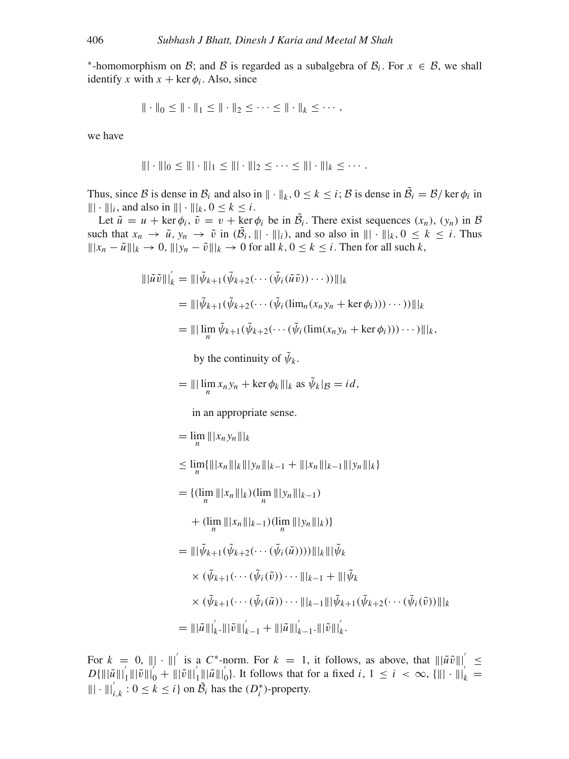*-homomorphism on $\mathcal{B}$; and $\mathcal{B}$ is regarded as a subalgebra of $\mathcal{B}_i$. For $x \in \mathcal{B}$, we shall identify $x$ with $x + \ker\phi_i$. Also, since

$$\|\cdot\|_0 \le \|\cdot\|_1 \le \|\cdot\|_2 \le \cdots \le \|\cdot\|_k \le \cdots,$$

we have

$$|||\cdot|||_0 \le |||\cdot|||_1 \le |||\cdot|||_2 \le \cdots \le |||\cdot|||_k \le \cdots.$$

Thus, since $\mathcal{B}$ is dense in $\mathcal{B}_i$ and also in $\|\cdot\|_k$, $0 \le k \le i$; $\mathcal{B}$ is dense in $\tilde{\mathcal{B}_i} = \mathcal{B}/\ker\phi_i$ in $|||\cdot|||_i$, and also in $|||\cdot|||_k$, $0 \le k \le i$.

Let $\tilde{u} = u + \ker\phi_i$, $\tilde{v} = v + \ker\phi_i$ be in $\tilde{\mathcal{B}_i}$. There exist sequences $(x_n)$, $(y_n)$ in $\mathcal{B}$ such that $x_n \to \tilde{u}$, $y_n \to \tilde{v}$ in $(\tilde{\mathcal{B}_i}, |||\cdot|||_i)$, and so also in $|||\cdot|||_k$, $0 \le k \le i$. Thus $|||x_n - \tilde{u}|||_k \to 0$, $|||y_n - \tilde{v}|||_k \to 0$ for all $k$, $0 \le k \le i$. Then for all such $k$,

$$
\begin{aligned}
|||\tilde{u}\tilde{v}|||_k' &= |||\tilde{\psi}_{k+1}(\tilde{\psi}_{k+2}(\cdots(\tilde{\psi}_i(\tilde{u}\tilde{v}))\cdots))|||_k \\
&= |||\tilde{\psi}_{k+1}(\tilde{\psi}_{k+2}(\cdots(\tilde{\psi}_i(\lim_n(x_n y_n + \ker\phi_i)))\cdots))|||_k \\
&= |||\lim_n \tilde{\psi}_{k+1}(\tilde{\psi}_{k+2}(\cdots(\tilde{\psi}_i(\lim(x_n y_n + \ker\phi_i)))\cdots)|||_k, \\
&\qquad \text{by the continuity of } \tilde{\psi}_k. \\
&= |||\lim_n x_n y_n + \ker\phi_k|||_k \text{ as } \tilde{\psi}_k|_{\mathcal{B}} = id, \\
&\qquad \text{in an appropriate sense.} \\
&= \lim_n |||x_n y_n|||_k \\
&\le \lim_n\{|||x_n|||_k|||y_n|||_{k-1} + |||x_n|||_{k-1}|||y_n|||_k\} \\
&= \{(\lim_n |||x_n|||_k)(\lim_n |||y_n|||_{k-1}) \\
&\qquad + (\lim_n |||x_n|||_{k-1})(\lim_n |||y_n|||_k)\} \\
&= |||\tilde{\psi}_{k+1}(\tilde{\psi}_{k+2}(\cdots(\tilde{\psi}_i(\tilde{u}))))|||_k|||\tilde{\psi}_k \\
&\qquad \times (\tilde{\psi}_{k+1}(\cdots(\tilde{\psi}_i(\tilde{v}))\cdots|||_{k-1} + |||\tilde{\psi}_k \\
&\qquad \times (\tilde{\psi}_{k+1}(\cdots(\tilde{\psi}_i(\tilde{u}))\cdots|||_{k-1}|||\tilde{\psi}_{k+1}(\tilde{\psi}_{k+2}(\cdots(\tilde{\psi}_i(\tilde{v}))|||_k \\
&= |||\tilde{u}|||_k'.|||\tilde{v}|||_{k-1}' + |||\tilde{u}|||_{k-1}'.|||\tilde{v}|||_k'.
\end{aligned}
$$

For $k = 0$, $|||\cdot|||'$ is a $C^*$-norm. For $k = 1$, it follows, as above, that $|||\tilde{u}\tilde{v}|||' \le D\{|||\tilde{u}|||_1'|||\tilde{v}|||_0' + |||\tilde{v}|||_1'|||\tilde{u}|||_0'\}$. It follows that for a fixed $i$, $1 \le i < \infty$, $\{|||\cdot|||_k' = |||\cdot|||_{i,k}' : 0 \le k \le i\}$ on $\tilde{\mathcal{B}_i}$ has the $(D_i^*)$-property.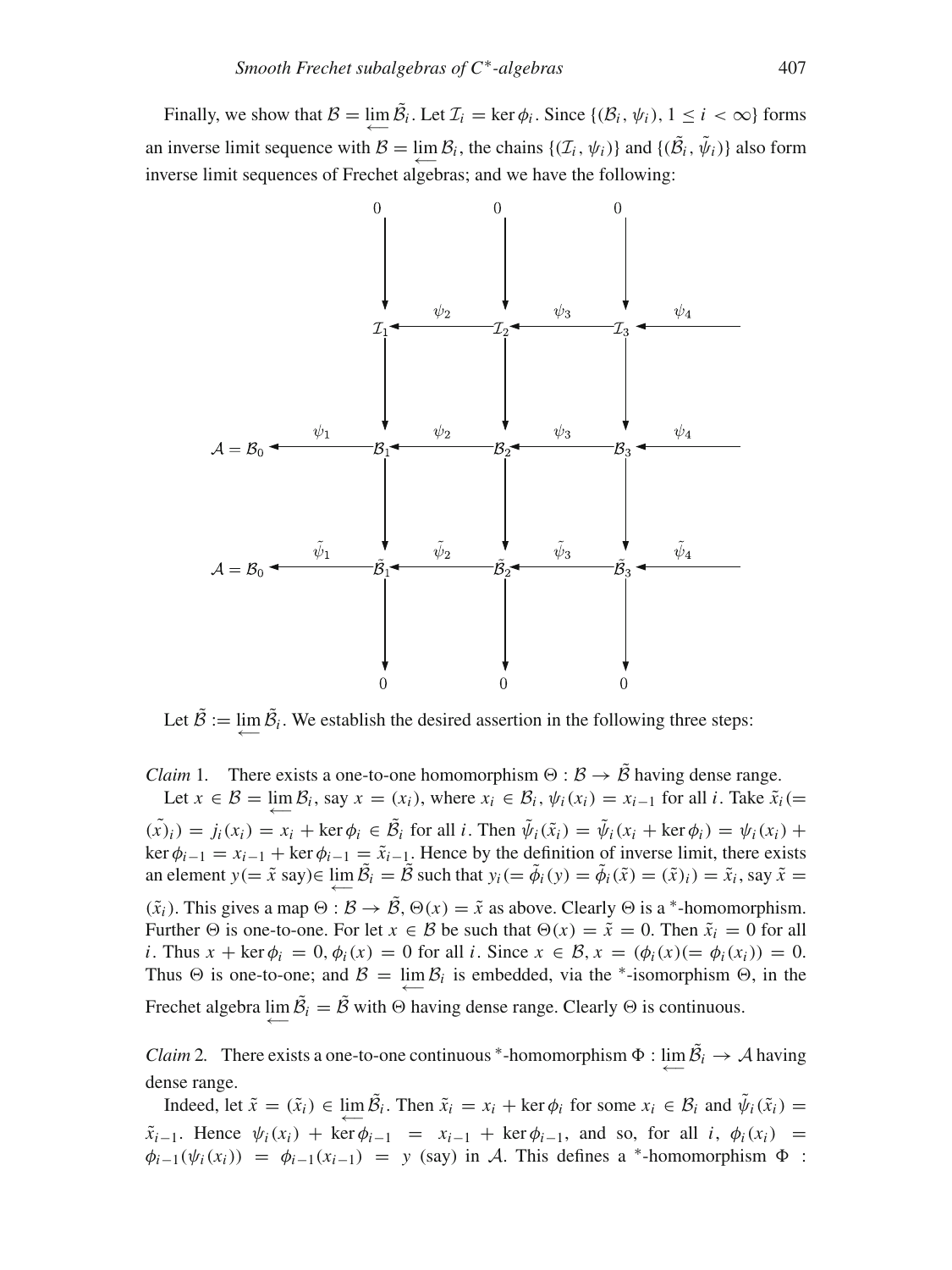Finally, we show that $\mathcal{B} = \varprojlim \tilde{\mathcal{B}_i}$. Let $\mathcal{I}_i = \ker \phi_i$. Since $\{(\mathcal{B}_i, \psi_i), 1 \leq i < \infty\}$ forms an inverse limit sequence with $\mathcal{B} = \varprojlim \mathcal{B}_i$, the chains $\{(\mathcal{I}_i, \psi_i)\}$ and $\{(\tilde{\mathcal{B}_i}, \tilde{\psi_i})\}$ also form inverse limit sequences of Frechet algebras; and we have the following:

$$
\begin{array}{ccccccccc}
 & & 0 & & 0 & & 0 & & \\
 & & \downarrow & & \downarrow & & \downarrow & & \\
 & & \mathcal{I}_1 & \xleftarrow{\psi_2} & \mathcal{I}_2 & \xleftarrow{\psi_3} & \mathcal{I}_3 & \xleftarrow{\psi_4} & \\
 & & \downarrow & & \downarrow & & \downarrow & & \\
\mathcal{A} = \mathcal{B}_0 & \xleftarrow{\psi_1} & \mathcal{B}_1 & \xleftarrow{\psi_2} & \mathcal{B}_2 & \xleftarrow{\psi_3} & \mathcal{B}_3 & \xleftarrow{\psi_4} & \\
 & & \downarrow & & \downarrow & & \downarrow & & \\
\mathcal{A} = \mathcal{B}_0 & \xleftarrow{\tilde{\psi}_1} & \tilde{\mathcal{B}}_1 & \xleftarrow{\tilde{\psi}_2} & \tilde{\mathcal{B}}_2 & \xleftarrow{\tilde{\psi}_3} & \tilde{\mathcal{B}}_3 & \xleftarrow{\tilde{\psi}_4} & \\
 & & \downarrow & & \downarrow & & \downarrow & & \\
 & & 0 & & 0 & & 0 & &
\end{array}
$$

Let $\tilde{\mathcal{B}} := \varprojlim \tilde{\mathcal{B}_i}$. We establish the desired assertion in the following three steps:

*Claim* 1. There exists a one-to-one homomorphism $\Theta : \mathcal{B} \to \tilde{\mathcal{B}}$ having dense range.

Let $x \in \mathcal{B} = \varprojlim \mathcal{B}_i$, say $x = (x_i)$, where $x_i \in \mathcal{B}_i$, $\psi_i(x_i) = x_{i-1}$ for all $i$. Take $\tilde{x}_i (= (\tilde{x})_i) = j_i(x_i) = x_i + \ker \phi_i \in \tilde{\mathcal{B}_i}$ for all $i$. Then $\tilde{\psi_i}(\tilde{x}_i) = \tilde{\psi_i}(x_i + \ker \phi_i) = \psi_i(x_i) + \ker \phi_{i-1} = x_{i-1} + \ker \phi_{i-1} = \tilde{x}_{i-1}$. Hence by the definition of inverse limit, there exists an element $y (= \tilde{x}$ say$) \in \varprojlim \tilde{\mathcal{B}_i} = \tilde{\mathcal{B}}$ such that $y_i (= \tilde{\phi}_i(y) = \tilde{\phi}_i(\tilde{x}) = (\tilde{x})_i) = \tilde{x}_i$, say $\tilde{x} = (\tilde{x}_i)$. This gives a map $\Theta : \mathcal{B} \to \tilde{\mathcal{B}}$, $\Theta(x) = \tilde{x}$ as above. Clearly $\Theta$ is a $^*$-homomorphism. Further $\Theta$ is one-to-one. For let $x \in \mathcal{B}$ be such that $\Theta(x) = \tilde{x} = 0$. Then $\tilde{x}_i = 0$ for all $i$. Thus $x + \ker \phi_i = 0, \phi_i(x) = 0$ for all $i$. Since $x \in \mathcal{B}, x = (\phi_i(x) (= \phi_i(x_i)) = 0$. Thus $\Theta$ is one-to-one; and $\mathcal{B} = \varprojlim \mathcal{B}_i$ is embedded, via the $^*$-isomorphism $\Theta$, in the Frechet algebra $\varprojlim \tilde{\mathcal{B}_i} = \tilde{\mathcal{B}}$ with $\Theta$ having dense range. Clearly $\Theta$ is continuous.

*Claim* 2. There exists a one-to-one continuous $^*$-homomorphism $\Phi : \varprojlim \tilde{\mathcal{B}_i} \to \mathcal{A}$ having dense range.

Indeed, let $\tilde{x} = (\tilde{x}_i) \in \varprojlim \tilde{\mathcal{B}_i}$. Then $\tilde{x}_i = x_i + \ker \phi_i$ for some $x_i \in \mathcal{B}_i$ and $\tilde{\psi_i}(\tilde{x}_i) = \tilde{x}_{i-1}$. Hence $\psi_i(x_i) + \ker \phi_{i-1} = x_{i-1} + \ker \phi_{i-1}$, and so, for all $i$, $\phi_i(x_i) = \phi_{i-1}(\psi_i(x_i)) = \phi_{i-1}(x_{i-1}) = y$ (say) in $\mathcal{A}$. This defines a $^*$-homomorphism $\Phi$ :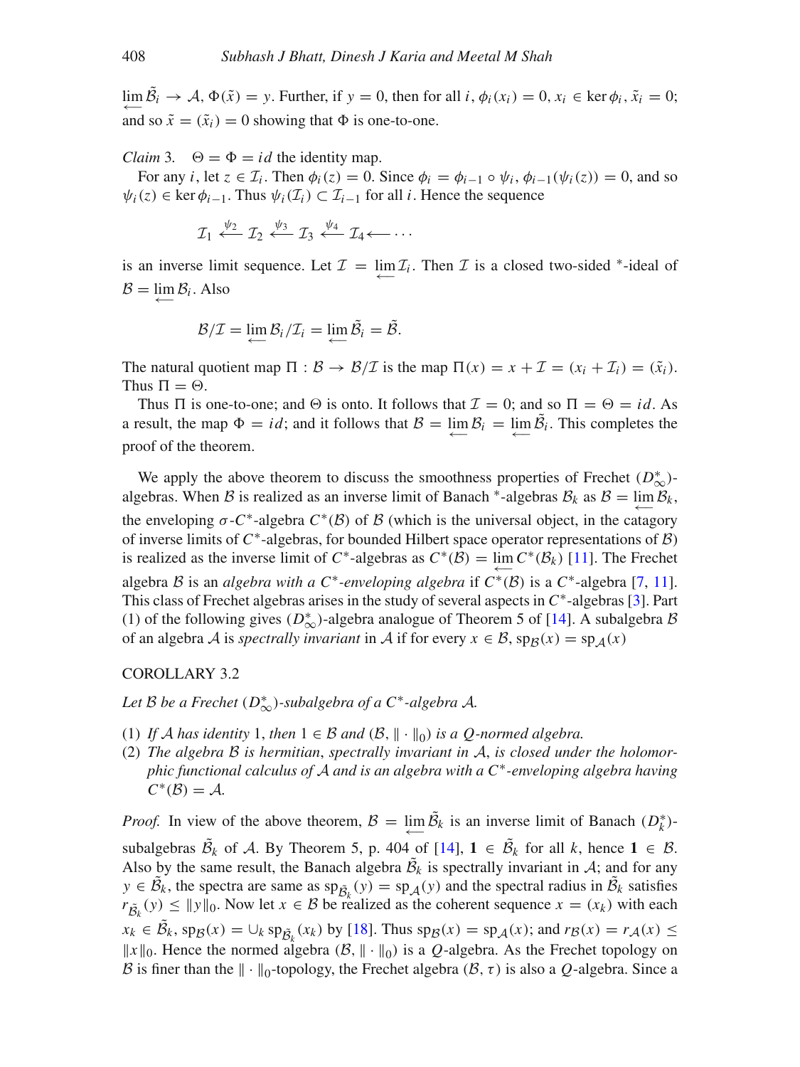$\varprojlim \tilde{\mathcal{B}}_i \to \mathcal{A}$, $\Phi(\tilde{x}) = y$. Further, if $y = 0$, then for all $i$, $\phi_i(x_i) = 0$, $x_i \in \ker \phi_i$, $\tilde{x}_i = 0$; and so $\tilde{x} = (\tilde{x}_i) = 0$ showing that $\Phi$ is one-to-one.

*Claim* 3. $\Theta = \Phi = id$ the identity map.

For any $i$, let $z \in \mathcal{I}_i$. Then $\phi_i(z) = 0$. Since $\phi_i = \phi_{i-1} \circ \psi_i$, $\phi_{i-1}(\psi_i(z)) = 0$, and so $\psi_i(z) \in \ker \phi_{i-1}$. Thus $\psi_i(\mathcal{I}_i) \subset \mathcal{I}_{i-1}$ for all $i$. Hence the sequence

$$\mathcal{I}_1 \xleftarrow{\psi_2} \mathcal{I}_2 \xleftarrow{\psi_3} \mathcal{I}_3 \xleftarrow{\psi_4} \mathcal{I}_4 \longleftarrow \cdots$$

is an inverse limit sequence. Let $\mathcal{I} = \varprojlim \mathcal{I}_i$. Then $\mathcal{I}$ is a closed two-sided $^*$-ideal of $\mathcal{B} = \varprojlim \mathcal{B}_i$. Also

$$\mathcal{B}/\mathcal{I} = \varprojlim \mathcal{B}_i/\mathcal{I}_i = \varprojlim \tilde{\mathcal{B}}_i = \tilde{\mathcal{B}}.$$

The natural quotient map $\Pi : \mathcal{B} \to \mathcal{B}/\mathcal{I}$ is the map $\Pi(x) = x + \mathcal{I} = (x_i + \mathcal{I}_i) = (\tilde{x}_i)$. Thus $\Pi = \Theta$.

Thus $\Pi$ is one-to-one; and $\Theta$ is onto. It follows that $\mathcal{I} = 0$; and so $\Pi = \Theta = id$. As a result, the map $\Phi = id$; and it follows that $\mathcal{B} = \varprojlim \mathcal{B}_i = \varprojlim \tilde{\mathcal{B}}_i$. This completes the proof of the theorem.

We apply the above theorem to discuss the smoothness properties of Frechet $(D_\infty^*)$-algebras. When $\mathcal{B}$ is realized as an inverse limit of Banach $^*$-algebras $\mathcal{B}_k$ as $\mathcal{B} = \varprojlim \mathcal{B}_k$, the enveloping $\sigma$-$C^*$-algebra $C^*(\mathcal{B})$ of $\mathcal{B}$ (which is the universal object, in the catagory of inverse limits of $C^*$-algebras, for bounded Hilbert space operator representations of $\mathcal{B}$) is realized as the inverse limit of $C^*$-algebras as $C^*(\mathcal{B}) = \varprojlim C^*(\mathcal{B}_k)$ [11]. The Frechet algebra $\mathcal{B}$ is an *algebra with a $C^*$-enveloping algebra* if $C^*(\mathcal{B})$ is a $C^*$-algebra [7, 11]. This class of Frechet algebras arises in the study of several aspects in $C^*$-algebras [3]. Part (1) of the following gives $(D_\infty^*)$-algebra analogue of Theorem 5 of [14]. A subalgebra $\mathcal{B}$ of an algebra $\mathcal{A}$ is *spectrally invariant* in $\mathcal{A}$ if for every $x \in \mathcal{B}$, $\mathrm{sp}_{\mathcal{B}}(x) = \mathrm{sp}_{\mathcal{A}}(x)$

COROLLARY 3.2

*Let $\mathcal{B}$ be a Frechet $(D_\infty^*)$-subalgebra of a $C^*$-algebra $\mathcal{A}$.*

(1) *If $\mathcal{A}$ has identity* 1, *then* $1 \in \mathcal{B}$ *and* $(\mathcal{B}, \|\cdot\|_0)$ *is a* $Q$*-normed algebra.*
(2) *The algebra $\mathcal{B}$ is hermitian, spectrally invariant in $\mathcal{A}$, is closed under the holomorphic functional calculus of $\mathcal{A}$ and is an algebra with a $C^*$-enveloping algebra having $C^*(\mathcal{B}) = \mathcal{A}$.*

*Proof.* In view of the above theorem, $\mathcal{B} = \varprojlim \tilde{\mathcal{B}}_k$ is an inverse limit of Banach $(D_k^*)$-subalgebras $\tilde{\mathcal{B}}_k$ of $\mathcal{A}$. By Theorem 5, p. 404 of [14], $\mathbf{1} \in \tilde{\mathcal{B}}_k$ for all $k$, hence $\mathbf{1} \in \mathcal{B}$. Also by the same result, the Banach algebra $\tilde{\mathcal{B}}_k$ is spectrally invariant in $\mathcal{A}$; and for any $y \in \tilde{\mathcal{B}}_k$, the spectra are same as $\mathrm{sp}_{\tilde{\mathcal{B}}_k}(y) = \mathrm{sp}_{\mathcal{A}}(y)$ and the spectral radius in $\tilde{\mathcal{B}}_k$ satisfies $r_{\tilde{\mathcal{B}}_k}(y) \leq \|y\|_0$. Now let $x \in \mathcal{B}$ be realized as the coherent sequence $x = (x_k)$ with each $x_k \in \tilde{\mathcal{B}}_k$, $\mathrm{sp}_{\mathcal{B}}(x) = \cup_k \mathrm{sp}_{\tilde{\mathcal{B}}_k}(x_k)$ by [18]. Thus $\mathrm{sp}_{\mathcal{B}}(x) = \mathrm{sp}_{\mathcal{A}}(x)$; and $r_{\mathcal{B}}(x) = r_{\mathcal{A}}(x) \leq \|x\|_0$. Hence the normed algebra $(\mathcal{B}, \|\cdot\|_0)$ is a $Q$-algebra. As the Frechet topology on $\mathcal{B}$ is finer than the $\|\cdot\|_0$-topology, the Frechet algebra $(\mathcal{B}, \tau)$ is also a $Q$-algebra. Since a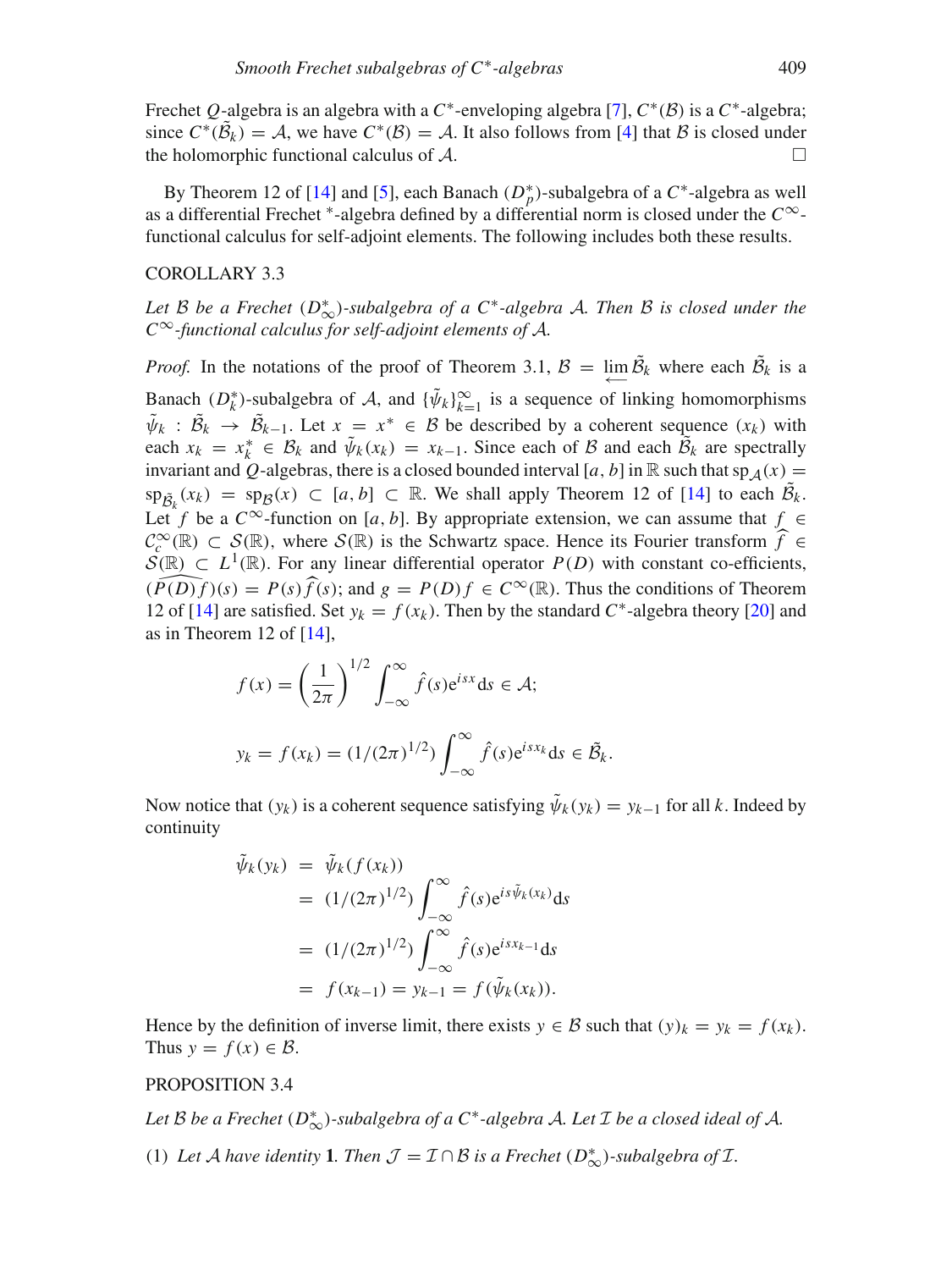Frechet $Q$-algebra is an algebra with a $C^*$-enveloping algebra [7], $C^*(\mathcal{B})$ is a $C^*$-algebra; since $C^*(\tilde{\mathcal{B}}_k) = \mathcal{A}$, we have $C^*(\mathcal{B}) = \mathcal{A}$. It also follows from [4] that $\mathcal{B}$ is closed under the holomorphic functional calculus of $\mathcal{A}$. $\square$

By Theorem 12 of [14] and [5], each Banach $(D_p^*)$-subalgebra of a $C^*$-algebra as well as a differential Frechet *-algebra defined by a differential norm is closed under the $C^\infty$-functional calculus for self-adjoint elements. The following includes both these results.

COROLLARY 3.3

*Let $\mathcal{B}$ be a Frechet $(D_\infty^*)$-subalgebra of a $C^*$-algebra $\mathcal{A}$. Then $\mathcal{B}$ is closed under the $C^\infty$-functional calculus for self-adjoint elements of $\mathcal{A}$.*

*Proof.* In the notations of the proof of Theorem 3.1, $\mathcal{B} = \varprojlim \tilde{\mathcal{B}}_k$ where each $\tilde{\mathcal{B}}_k$ is a Banach $(D_k^*)$-subalgebra of $\mathcal{A}$, and $\{\tilde{\psi}_k\}_{k=1}^\infty$ is a sequence of linking homomorphisms $\tilde{\psi}_k : \tilde{\mathcal{B}}_k \to \tilde{\mathcal{B}}_{k-1}$. Let $x = x^* \in \mathcal{B}$ be described by a coherent sequence $(x_k)$ with each $x_k = x_k^* \in \mathcal{B}_k$ and $\tilde{\psi}_k(x_k) = x_{k-1}$. Since each of $\mathcal{B}$ and each $\tilde{\mathcal{B}}_k$ are spectrally invariant and $Q$-algebras, there is a closed bounded interval $[a, b]$ in $\mathbb{R}$ such that $\mathrm{sp}_{\mathcal{A}}(x) = \mathrm{sp}_{\tilde{\mathcal{B}}_k}(x_k) = \mathrm{sp}_{\mathcal{B}}(x) \subset [a, b] \subset \mathbb{R}$. We shall apply Theorem 12 of [14] to each $\tilde{\mathcal{B}}_k$. Let $f$ be a $C^\infty$-function on $[a, b]$. By appropriate extension, we can assume that $f \in \mathcal{C}_c^\infty(\mathbb{R}) \subset \mathcal{S}(\mathbb{R})$, where $\mathcal{S}(\mathbb{R})$ is the Schwartz space. Hence its Fourier transform $\widehat{f} \in \mathcal{S}(\mathbb{R}) \subset L^1(\mathbb{R})$. For any linear differential operator $P(D)$ with constant co-efficients, $(\widehat{P(D)f})(s) = P(s)\widehat{f}(s)$; and $g = P(D)f \in C^\infty(\mathbb{R})$. Thus the conditions of Theorem 12 of [14] are satisfied. Set $y_k = f(x_k)$. Then by the standard $C^*$-algebra theory [20] and as in Theorem 12 of [14],

$$f(x) = \left(\frac{1}{2\pi}\right)^{1/2} \int_{-\infty}^{\infty} \hat{f}(s) \mathrm{e}^{isx} \mathrm{d}s \in \mathcal{A};$$

$$y_k = f(x_k) = (1/(2\pi)^{1/2}) \int_{-\infty}^{\infty} \hat{f}(s) \mathrm{e}^{isx_k} \mathrm{d}s \in \tilde{\mathcal{B}}_k.$$

Now notice that $(y_k)$ is a coherent sequence satisfying $\tilde{\psi}_k(y_k) = y_{k-1}$ for all $k$. Indeed by continuity

$$\begin{aligned}
\tilde{\psi}_k(y_k) &= \tilde{\psi}_k(f(x_k)) \\
&= (1/(2\pi)^{1/2}) \int_{-\infty}^{\infty} \hat{f}(s) \mathrm{e}^{is\tilde{\psi}_k(x_k)} \mathrm{d}s \\
&= (1/(2\pi)^{1/2}) \int_{-\infty}^{\infty} \hat{f}(s) \mathrm{e}^{isx_{k-1}} \mathrm{d}s \\
&= f(x_{k-1}) = y_{k-1} = f(\tilde{\psi}_k(x_k)).
\end{aligned}$$

Hence by the definition of inverse limit, there exists $y \in \mathcal{B}$ such that $(y)_k = y_k = f(x_k)$. Thus $y = f(x) \in \mathcal{B}$.

PROPOSITION 3.4

*Let $\mathcal{B}$ be a Frechet $(D_\infty^*)$-subalgebra of a $C^*$-algebra $\mathcal{A}$. Let $\mathcal{I}$ be a closed ideal of $\mathcal{A}$.*

(1) *Let $\mathcal{A}$ have identity* **1**. *Then $\mathcal{J} = \mathcal{I} \cap \mathcal{B}$ is a Frechet $(D_\infty^*)$-subalgebra of $\mathcal{I}$.*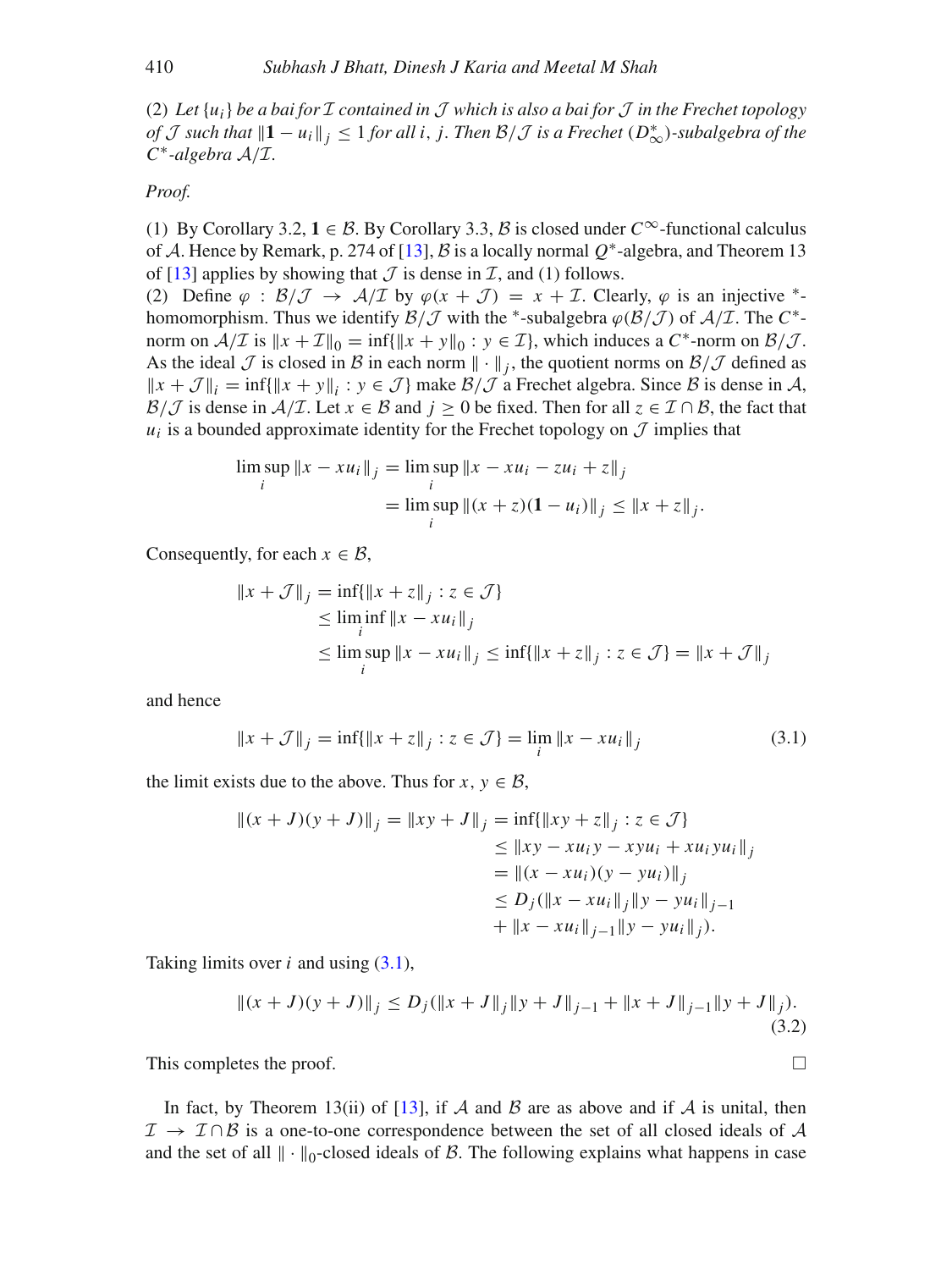(2) *Let $\{u_i\}$ be a bai for $\mathcal{I}$ contained in $\mathcal{J}$ which is also a bai for $\mathcal{J}$ in the Frechet topology of $\mathcal{J}$ such that $\|\mathbf{1} - u_i\|_j \leq 1$ for all $i$, $j$. Then $\mathcal{B}/\mathcal{J}$ is a Frechet $(D^*_\infty)$-subalgebra of the $C^*$-algebra $\mathcal{A}/\mathcal{I}$.*

*Proof.*

(1) By Corollary 3.2, $\mathbf{1} \in \mathcal{B}$. By Corollary 3.3, $\mathcal{B}$ is closed under $C^\infty$-functional calculus of $\mathcal{A}$. Hence by Remark, p. 274 of [13], $\mathcal{B}$ is a locally normal $Q^*$-algebra, and Theorem 13 of [13] applies by showing that $\mathcal{J}$ is dense in $\mathcal{I}$, and (1) follows.

(2) Define $\varphi : \mathcal{B}/\mathcal{J} \to \mathcal{A}/\mathcal{I}$ by $\varphi(x + \mathcal{J}) = x + \mathcal{I}$. Clearly, $\varphi$ is an injective $^*$-homomorphism. Thus we identify $\mathcal{B}/\mathcal{J}$ with the $^*$-subalgebra $\varphi(\mathcal{B}/\mathcal{J})$ of $\mathcal{A}/\mathcal{I}$. The $C^*$-norm on $\mathcal{A}/\mathcal{I}$ is $\|x + \mathcal{I}\|_0 = \inf\{\|x + y\|_0 : y \in \mathcal{I}\}$, which induces a $C^*$-norm on $\mathcal{B}/\mathcal{J}$. As the ideal $\mathcal{J}$ is closed in $\mathcal{B}$ in each norm $\|\cdot\|_j$, the quotient norms on $\mathcal{B}/\mathcal{J}$ defined as $\|x + \mathcal{J}\|_i = \inf\{\|x + y\|_i : y \in \mathcal{J}\}$ make $\mathcal{B}/\mathcal{J}$ a Frechet algebra. Since $\mathcal{B}$ is dense in $\mathcal{A}$, $\mathcal{B}/\mathcal{J}$ is dense in $\mathcal{A}/\mathcal{I}$. Let $x \in \mathcal{B}$ and $j \geq 0$ be fixed. Then for all $z \in \mathcal{I} \cap \mathcal{B}$, the fact that $u_i$ is a bounded approximate identity for the Frechet topology on $\mathcal{J}$ implies that

$$\begin{aligned}\limsup_i \|x - xu_i\|_j &= \limsup_i \|x - xu_i - zu_i + z\|_j \\ &= \limsup_i \|(x + z)(\mathbf{1} - u_i)\|_j \leq \|x + z\|_j.\end{aligned}$$

Consequently, for each $x \in \mathcal{B}$,

$$\begin{aligned}\|x + \mathcal{J}\|_j &= \inf\{\|x + z\|_j : z \in \mathcal{J}\} \\ &\leq \liminf_i \|x - xu_i\|_j \\ &\leq \limsup_i \|x - xu_i\|_j \leq \inf\{\|x + z\|_j : z \in \mathcal{J}\} = \|x + \mathcal{J}\|_j\end{aligned}$$

and hence

$$\|x + \mathcal{J}\|_j = \inf\{\|x + z\|_j : z \in \mathcal{J}\} = \lim_i \|x - xu_i\|_j \tag{3.1}$$

the limit exists due to the above. Thus for $x, y \in \mathcal{B}$,

$$\begin{aligned}\|(x + J)(y + J)\|_j = \|xy + J\|_j &= \inf\{\|xy + z\|_j : z \in \mathcal{J}\} \\ &\leq \|xy - xu_i y - xyu_i + xu_i yu_i\|_j \\ &= \|(x - xu_i)(y - yu_i)\|_j \\ &\leq D_j(\|x - xu_i\|_j \|y - yu_i\|_{j-1} \\ &\quad + \|x - xu_i\|_{j-1} \|y - yu_i\|_j).\end{aligned}$$

Taking limits over $i$ and using (3.1),

$$\|(x + J)(y + J)\|_j \leq D_j(\|x + J\|_j \|y + J\|_{j-1} + \|x + J\|_{j-1} \|y + J\|_j). \tag{3.2}$$

This completes the proof. □

In fact, by Theorem 13(ii) of [13], if $\mathcal{A}$ and $\mathcal{B}$ are as above and if $\mathcal{A}$ is unital, then $\mathcal{I} \to \mathcal{I} \cap \mathcal{B}$ is a one-to-one correspondence between the set of all closed ideals of $\mathcal{A}$ and the set of all $\|\cdot\|_0$-closed ideals of $\mathcal{B}$. The following explains what happens in case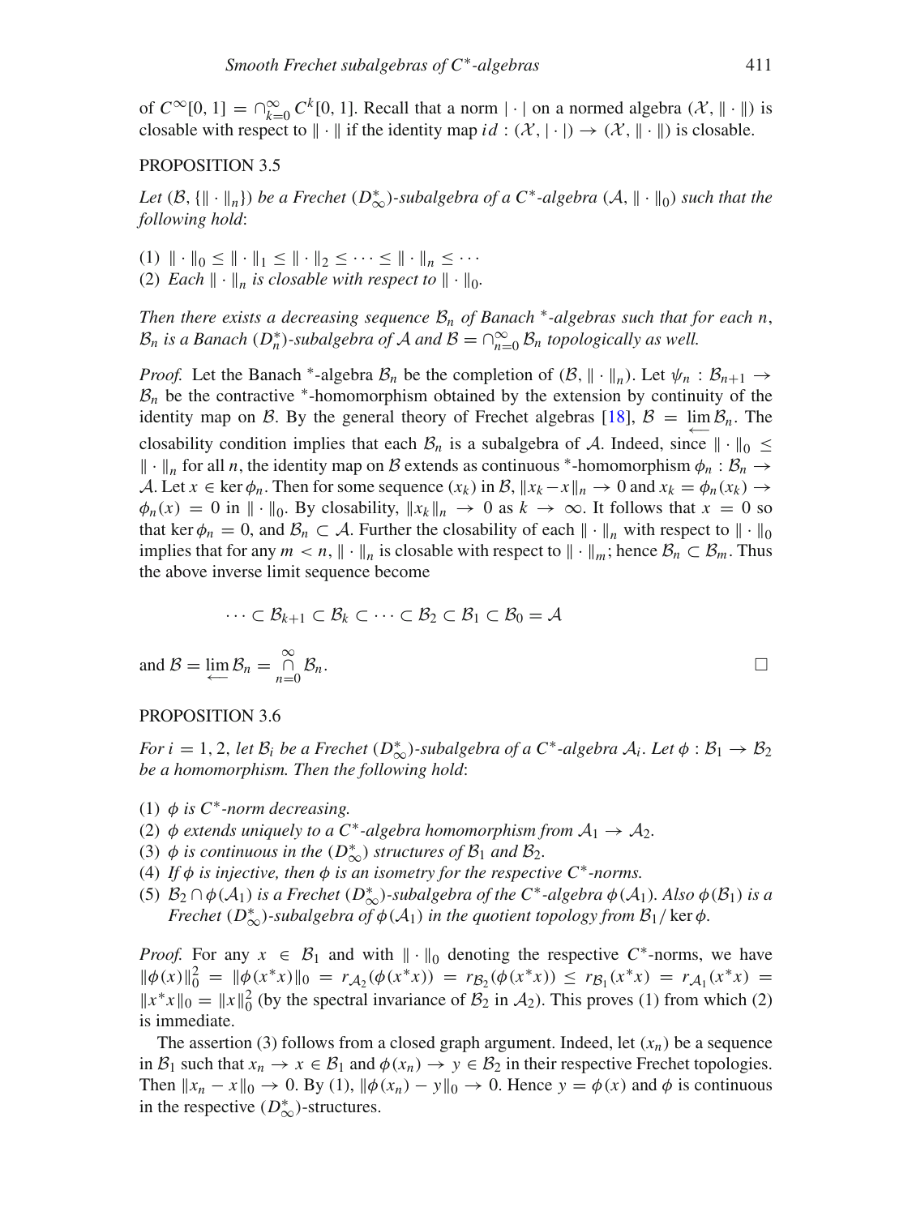of $C^\infty[0,1] = \cap_{k=0}^{\infty} C^k[0,1]$. Recall that a norm $|\cdot|$ on a normed algebra $(\mathcal{X}, \|\cdot\|)$ is closable with respect to $\|\cdot\|$ if the identity map $id : (\mathcal{X}, |\cdot|) \to (\mathcal{X}, \|\cdot\|)$ is closable.

PROPOSITION 3.5

*Let $(\mathcal{B}, \{\|\cdot\|_n\})$ be a Frechet $(D_\infty^*)$-subalgebra of a $C^*$-algebra $(\mathcal{A}, \|\cdot\|_0)$ such that the following hold*:

(1) $\|\cdot\|_0 \le \|\cdot\|_1 \le \|\cdot\|_2 \le \cdots \le \|\cdot\|_n \le \cdots$
(2) *Each $\|\cdot\|_n$ is closable with respect to $\|\cdot\|_0$.*

*Then there exists a decreasing sequence $\mathcal{B}_n$ of Banach $^*$-algebras such that for each $n$, $\mathcal{B}_n$ is a Banach $(D_n^*)$-subalgebra of $\mathcal{A}$ and $\mathcal{B} = \cap_{n=0}^{\infty} \mathcal{B}_n$ topologically as well.*

*Proof.* Let the Banach $^*$-algebra $\mathcal{B}_n$ be the completion of $(\mathcal{B}, \|\cdot\|_n)$. Let $\psi_n : \mathcal{B}_{n+1} \to \mathcal{B}_n$ be the contractive $^*$-homomorphism obtained by the extension by continuity of the identity map on $\mathcal{B}$. By the general theory of Frechet algebras [18], $\mathcal{B} = \varprojlim \mathcal{B}_n$. The closability condition implies that each $\mathcal{B}_n$ is a subalgebra of $\mathcal{A}$. Indeed, since $\|\cdot\|_0 \le \|\cdot\|_n$ for all $n$, the identity map on $\mathcal{B}$ extends as continuous $^*$-homomorphism $\phi_n : \mathcal{B}_n \to \mathcal{A}$. Let $x \in \ker \phi_n$. Then for some sequence $(x_k)$ in $\mathcal{B}$, $\|x_k - x\|_n \to 0$ and $x_k = \phi_n(x_k) \to \phi_n(x) = 0$ in $\|\cdot\|_0$. By closability, $\|x_k\|_n \to 0$ as $k \to \infty$. It follows that $x = 0$ so that $\ker \phi_n = 0$, and $\mathcal{B}_n \subset \mathcal{A}$. Further the closability of each $\|\cdot\|_n$ with respect to $\|\cdot\|_0$ implies that for any $m < n$, $\|\cdot\|_n$ is closable with respect to $\|\cdot\|_m$; hence $\mathcal{B}_n \subset \mathcal{B}_m$. Thus the above inverse limit sequence become

$$\cdots \subset \mathcal{B}_{k+1} \subset \mathcal{B}_k \subset \cdots \subset \mathcal{B}_2 \subset \mathcal{B}_1 \subset \mathcal{B}_0 = \mathcal{A}$$

and $\mathcal{B} = \varprojlim \mathcal{B}_n = \bigcap_{n=0}^{\infty} \mathcal{B}_n$. □

PROPOSITION 3.6

*For $i = 1, 2$, let $\mathcal{B}_i$ be a Frechet $(D_\infty^*)$-subalgebra of a $C^*$-algebra $\mathcal{A}_i$. Let $\phi : \mathcal{B}_1 \to \mathcal{B}_2$ be a homomorphism. Then the following hold*:

(1) *$\phi$ is $C^*$-norm decreasing.*
(2) *$\phi$ extends uniquely to a $C^*$-algebra homomorphism from $\mathcal{A}_1 \to \mathcal{A}_2$.*
(3) *$\phi$ is continuous in the $(D_\infty^*)$ structures of $\mathcal{B}_1$ and $\mathcal{B}_2$.*
(4) *If $\phi$ is injective, then $\phi$ is an isometry for the respective $C^*$-norms.*
(5) *$\mathcal{B}_2 \cap \phi(\mathcal{A}_1)$ is a Frechet $(D_\infty^*)$-subalgebra of the $C^*$-algebra $\phi(\mathcal{A}_1)$. Also $\phi(\mathcal{B}_1)$ is a Frechet $(D_\infty^*)$-subalgebra of $\phi(\mathcal{A}_1)$ in the quotient topology from $\mathcal{B}_1/\ker\phi$.*

*Proof.* For any $x \in \mathcal{B}_1$ and with $\|\cdot\|_0$ denoting the respective $C^*$-norms, we have $\|\phi(x)\|_0^2 = \|\phi(x^*x)\|_0 = r_{\mathcal{A}_2}(\phi(x^*x)) = r_{\mathcal{B}_2}(\phi(x^*x)) \le r_{\mathcal{B}_1}(x^*x) = r_{\mathcal{A}_1}(x^*x) = \|x^*x\|_0 = \|x\|_0^2$ (by the spectral invariance of $\mathcal{B}_2$ in $\mathcal{A}_2$). This proves (1) from which (2) is immediate.

The assertion (3) follows from a closed graph argument. Indeed, let $(x_n)$ be a sequence in $\mathcal{B}_1$ such that $x_n \to x \in \mathcal{B}_1$ and $\phi(x_n) \to y \in \mathcal{B}_2$ in their respective Frechet topologies. Then $\|x_n - x\|_0 \to 0$. By (1), $\|\phi(x_n) - y\|_0 \to 0$. Hence $y = \phi(x)$ and $\phi$ is continuous in the respective $(D_\infty^*)$-structures.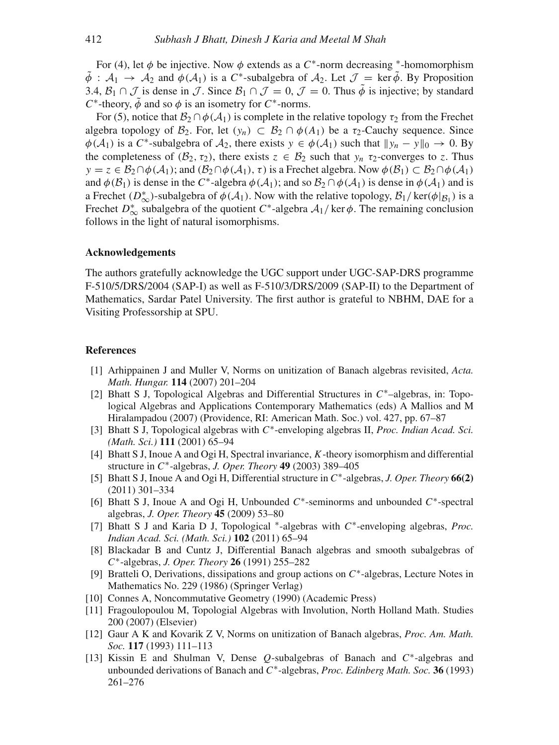For (4), let $\phi$ be injective. Now $\phi$ extends as a $C^*$-norm decreasing $^*$-homomorphism $\tilde{\phi} : \mathcal{A}_1 \to \mathcal{A}_2$ and $\phi(\mathcal{A}_1)$ is a $C^*$-subalgebra of $\mathcal{A}_2$. Let $\mathcal{J} = \ker \tilde{\phi}$. By Proposition 3.4, $\mathcal{B}_1 \cap \mathcal{J}$ is dense in $\mathcal{J}$. Since $\mathcal{B}_1 \cap \mathcal{J} = 0$, $\mathcal{J} = 0$. Thus $\tilde{\phi}$ is injective; by standard $C^*$-theory, $\tilde{\phi}$ and so $\phi$ is an isometry for $C^*$-norms.

For (5), notice that $\mathcal{B}_2 \cap \phi(\mathcal{A}_1)$ is complete in the relative topology $\tau_2$ from the Frechet algebra topology of $\mathcal{B}_2$. For, let $(y_n) \subset \mathcal{B}_2 \cap \phi(A_1)$ be a $\tau_2$-Cauchy sequence. Since $\phi(\mathcal{A}_1)$ is a $C^*$-subalgebra of $\mathcal{A}_2$, there exists $y \in \phi(\mathcal{A}_1)$ such that $\|y_n - y\|_0 \to 0$. By the completeness of $(\mathcal{B}_2, \tau_2)$, there exists $z \in \mathcal{B}_2$ such that $y_n$ $\tau_2$-converges to $z$. Thus $y = z \in \mathcal{B}_2 \cap \phi(\mathcal{A}_1)$; and $(\mathcal{B}_2 \cap \phi(\mathcal{A}_1), \tau)$ is a Frechet algebra. Now $\phi(\mathcal{B}_1) \subset \mathcal{B}_2 \cap \phi(\mathcal{A}_1)$ and $\phi(\mathcal{B}_1)$ is dense in the $C^*$-algebra $\phi(\mathcal{A}_1)$; and so $\mathcal{B}_2 \cap \phi(\mathcal{A}_1)$ is dense in $\phi(\mathcal{A}_1)$ and is a Frechet ($D^*_\infty$)-subalgebra of $\phi(\mathcal{A}_1)$. Now with the relative topology, $\mathcal{B}_1 / \ker(\phi|_{\mathcal{B}_1})$ is a Frechet $D^*_\infty$ subalgebra of the quotient $C^*$-algebra $\mathcal{A}_1 / \ker \phi$. The remaining conclusion follows in the light of natural isomorphisms.

### Acknowledgements

The authors gratefully acknowledge the UGC support under UGC-SAP-DRS programme F-510/5/DRS/2004 (SAP-I) as well as F-510/3/DRS/2009 (SAP-II) to the Department of Mathematics, Sardar Patel University. The first author is grateful to NBHM, DAE for a Visiting Professorship at SPU.

### References

[1] Arhippainen J and Muller V, Norms on unitization of Banach algebras revisited, *Acta. Math. Hungar.* **114** (2007) 201–204

[2] Bhatt S J, Topological Algebras and Differential Structures in $C^*$–algebras, in: Topological Algebras and Applications Contemporary Mathematics (eds) A Mallios and M Hiralampadou (2007) (Providence, RI: American Math. Soc.) vol. 427, pp. 67–87

[3] Bhatt S J, Topological algebras with $C^*$-enveloping algebras II, *Proc. Indian Acad. Sci. (Math. Sci.)* **111** (2001) 65–94

[4] Bhatt S J, Inoue A and Ogi H, Spectral invariance, $K$-theory isomorphism and differential structure in $C^*$-algebras, *J. Oper. Theory* **49** (2003) 389–405

[5] Bhatt S J, Inoue A and Ogi H, Differential structure in $C^*$-algebras, *J. Oper. Theory* **66(2)** (2011) 301–334

[6] Bhatt S J, Inoue A and Ogi H, Unbounded $C^*$-seminorms and unbounded $C^*$-spectral algebras, *J. Oper. Theory* **45** (2009) 53–80

[7] Bhatt S J and Karia D J, Topological $^*$-algebras with $C^*$-enveloping algebras, *Proc. Indian Acad. Sci. (Math. Sci.)* **102** (2011) 65–94

[8] Blackadar B and Cuntz J, Differential Banach algebras and smooth subalgebras of $C^*$-algebras, *J. Oper. Theory* **26** (1991) 255–282

[9] Bratteli O, Derivations, dissipations and group actions on $C^*$-algebras, Lecture Notes in Mathematics No. 229 (1986) (Springer Verlag)

[10] Connes A, Noncommutative Geometry (1990) (Academic Press)

[11] Fragoulopoulou M, Topologial Algebras with Involution, North Holland Math. Studies 200 (2007) (Elsevier)

[12] Gaur A K and Kovarik Z V, Norms on unitization of Banach algebras, *Proc. Am. Math. Soc.* **117** (1993) 111–113

[13] Kissin E and Shulman V, Dense $Q$-subalgebras of Banach and $C^*$-algebras and unbounded derivations of Banach and $C^*$-algebras, *Proc. Edinberg Math. Soc.* **36** (1993) 261–276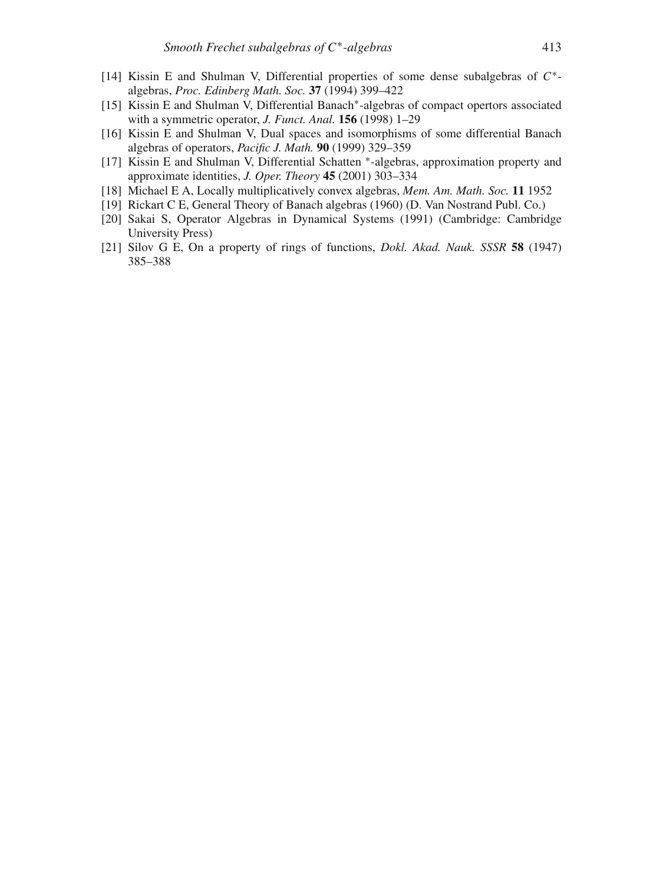[14] Kissin E and Shulman V, Differential properties of some dense subalgebras of $C^*$-algebras, *Proc. Edinberg Math. Soc.* **37** (1994) 399–422

[15] Kissin E and Shulman V, Differential Banach$^*$-algebras of compact opertors associated with a symmetric operator, *J. Funct. Anal.* **156** (1998) 1–29

[16] Kissin E and Shulman V, Dual spaces and isomorphisms of some differential Banach algebras of operators, *Pacific J. Math.* **90** (1999) 329–359

[17] Kissin E and Shulman V, Differential Schatten $^*$-algebras, approximation property and approximate identities, *J. Oper. Theory* **45** (2001) 303–334

[18] Michael E A, Locally multiplicatively convex algebras, *Mem. Am. Math. Soc.* **11** 1952

[19] Rickart C E, General Theory of Banach algebras (1960) (D. Van Nostrand Publ. Co.)

[20] Sakai S, Operator Algebras in Dynamical Systems (1991) (Cambridge: Cambridge University Press)

[21] Silov G E, On a property of rings of functions, *Dokl. Akad. Nauk. SSSR* **58** (1947) 385–388